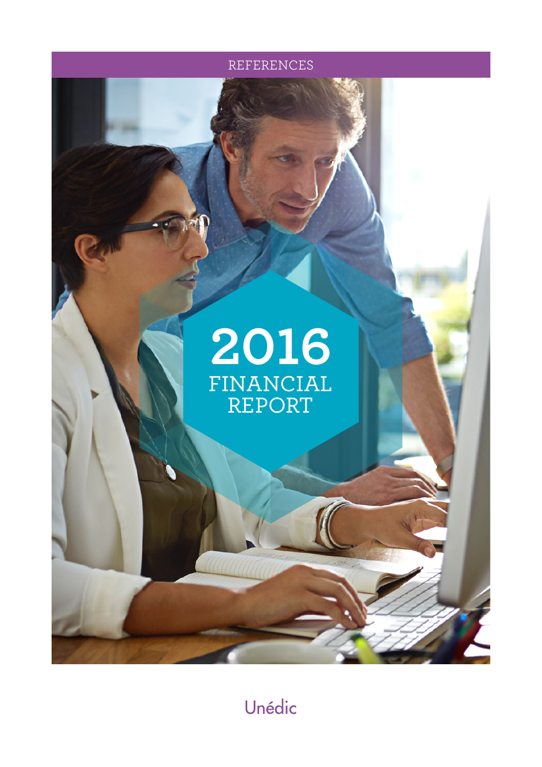REFERENCES

# 2016 FINANCIAL REPORT

Unédic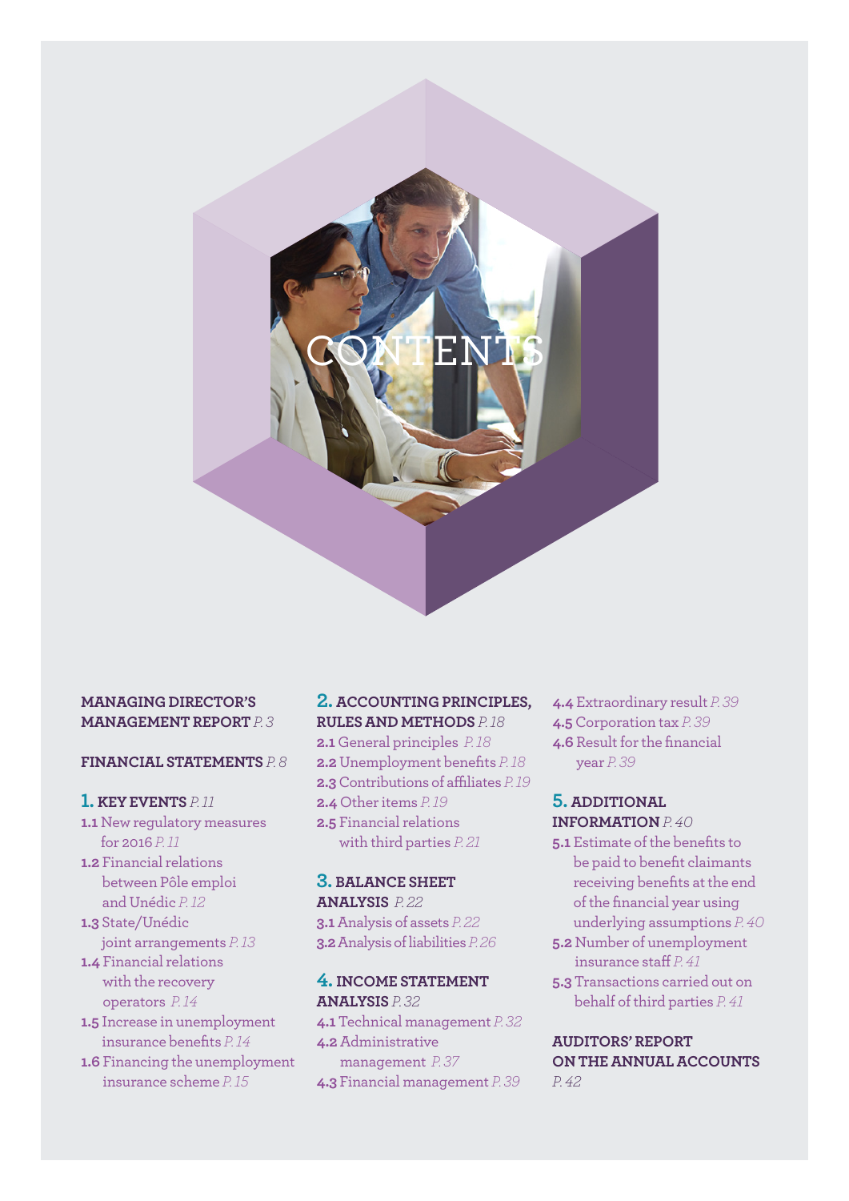# CONTENTS

**MANAGING DIRECTOR'S MANAGEMENT REPORT** *P. 3*

**FINANCIAL STATEMENTS** *P. 8*

**1. KEY EVENTS** *P. 11*

- **1.1** New regulatory measures for 2016 *P. 11*
- **1.2** Financial relations between Pôle emploi and Unédic *P. 12*
- **1.3** State/Unédic joint arrangements *P. 13*
- **1.4** Financial relations with the recovery operators *P. 14*
- **1.5** Increase in unemployment insurance benefits *P. 14*
- **1.6** Financing the unemployment insurance scheme *P. 15*

**2. ACCOUNTING PRINCIPLES, RULES AND METHODS** *P. 18*

- **2.1** General principles *P. 18*
- **2.2** Unemployment benefits *P. 18*
- **2.3** Contributions of affiliates *P. 19*
- **2.4** Other items *P. 19*
- **2.5** Financial relations with third parties *P. 21*

**3. BALANCE SHEET ANALYSIS** *P. 22*

- **3.1** Analysis of assets *P. 22*
- **3.2** Analysis of liabilities *P. 26*

**4. INCOME STATEMENT ANALYSIS** *P. 32*

- **4.1** Technical management *P. 32*
- **4.2** Administrative management *P. 37*
- **4.3** Financial management *P. 39*
- **4.4** Extraordinary result *P. 39*
- **4.5** Corporation tax *P. 39*
- **4.6** Result for the financial year *P. 39*

**5. ADDITIONAL INFORMATION** *P. 40*

- **5.1** Estimate of the benefits to be paid to benefit claimants receiving benefits at the end of the financial year using underlying assumptions *P. 40*
- **5.2** Number of unemployment insurance staff *P. 41*
- **5.3** Transactions carried out on behalf of third parties *P. 41*

**AUDITORS' REPORT ON THE ANNUAL ACCOUNTS** *P. 42*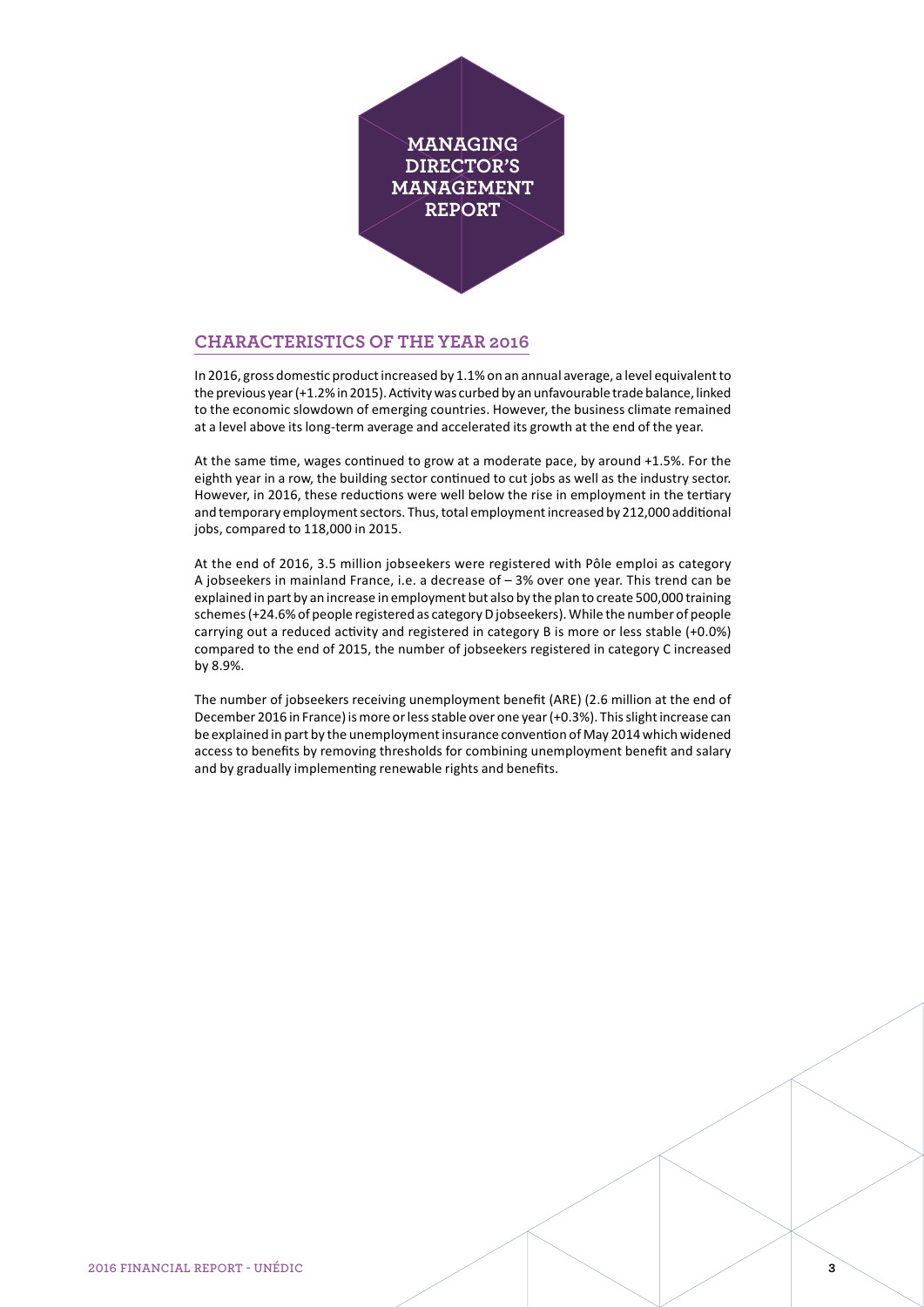# MANAGING DIRECTOR'S MANAGEMENT REPORT

## CHARACTERISTICS OF THE YEAR 2016

In 2016, gross domestic product increased by 1.1% on an annual average, a level equivalent to the previous year (+1.2% in 2015). Activity was curbed by an unfavourable trade balance, linked to the economic slowdown of emerging countries. However, the business climate remained at a level above its long-term average and accelerated its growth at the end of the year.

At the same time, wages continued to grow at a moderate pace, by around +1.5%. For the eighth year in a row, the building sector continued to cut jobs as well as the industry sector. However, in 2016, these reductions were well below the rise in employment in the tertiary and temporary employment sectors. Thus, total employment increased by 212,000 additional jobs, compared to 118,000 in 2015.

At the end of 2016, 3.5 million jobseekers were registered with Pôle emploi as category A jobseekers in mainland France, i.e. a decrease of – 3% over one year. This trend can be explained in part by an increase in employment but also by the plan to create 500,000 training schemes (+24.6% of people registered as category D jobseekers). While the number of people carrying out a reduced activity and registered in category B is more or less stable (+0.0%) compared to the end of 2015, the number of jobseekers registered in category C increased by 8.9%.

The number of jobseekers receiving unemployment benefit (ARE) (2.6 million at the end of December 2016 in France) is more or less stable over one year (+0.3%). This slight increase can be explained in part by the unemployment insurance convention of May 2014 which widened access to benefits by removing thresholds for combining unemployment benefit and salary and by gradually implementing renewable rights and benefits.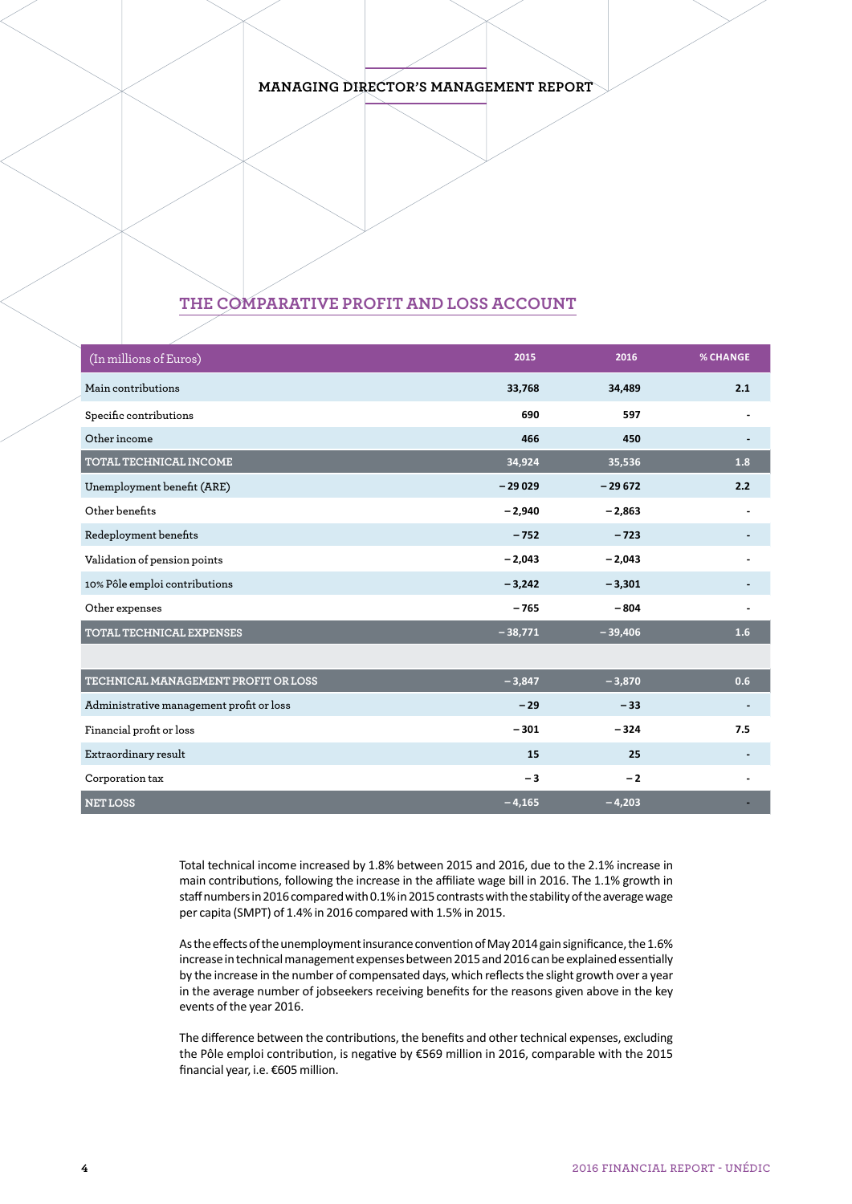## THE COMPARATIVE PROFIT AND LOSS ACCOUNT

| (In millions of Euros) | 2015 | 2016 | % CHANGE |
|---|---|---|---|
| Main contributions | 33,768 | 34,489 | 2.1 |
| Specific contributions | 690 | 597 | - |
| Other income | 466 | 450 | - |
| TOTAL TECHNICAL INCOME | 34,924 | 35,536 | 1.8 |
| Unemployment benefit (ARE) | – 29 029 | – 29 672 | 2.2 |
| Other benefits | – 2,940 | – 2,863 | - |
| Redeployment benefits | – 752 | – 723 | - |
| Validation of pension points | – 2,043 | – 2,043 | - |
| 10% Pôle emploi contributions | – 3,242 | – 3,301 | - |
| Other expenses | – 765 | – 804 | - |
| TOTAL TECHNICAL EXPENSES | – 38,771 | – 39,406 | 1.6 |
| | | | |
| TECHNICAL MANAGEMENT PROFIT OR LOSS | – 3,847 | – 3,870 | 0.6 |
| Administrative management profit or loss | – 29 | – 33 | - |
| Financial profit or loss | – 301 | – 324 | 7.5 |
| Extraordinary result | 15 | 25 | - |
| Corporation tax | – 3 | – 2 | - |
| NET LOSS | – 4,165 | – 4,203 | - |

Total technical income increased by 1.8% between 2015 and 2016, due to the 2.1% increase in main contributions, following the increase in the affiliate wage bill in 2016. The 1.1% growth in staff numbers in 2016 compared with 0.1% in 2015 contrasts with the stability of the average wage per capita (SMPT) of 1.4% in 2016 compared with 1.5% in 2015.

As the effects of the unemployment insurance convention of May 2014 gain significance, the 1.6% increase in technical management expenses between 2015 and 2016 can be explained essentially by the increase in the number of compensated days, which reflects the slight growth over a year in the average number of jobseekers receiving benefits for the reasons given above in the key events of the year 2016.

The difference between the contributions, the benefits and other technical expenses, excluding the Pôle emploi contribution, is negative by €569 million in 2016, comparable with the 2015 financial year, i.e. €605 million.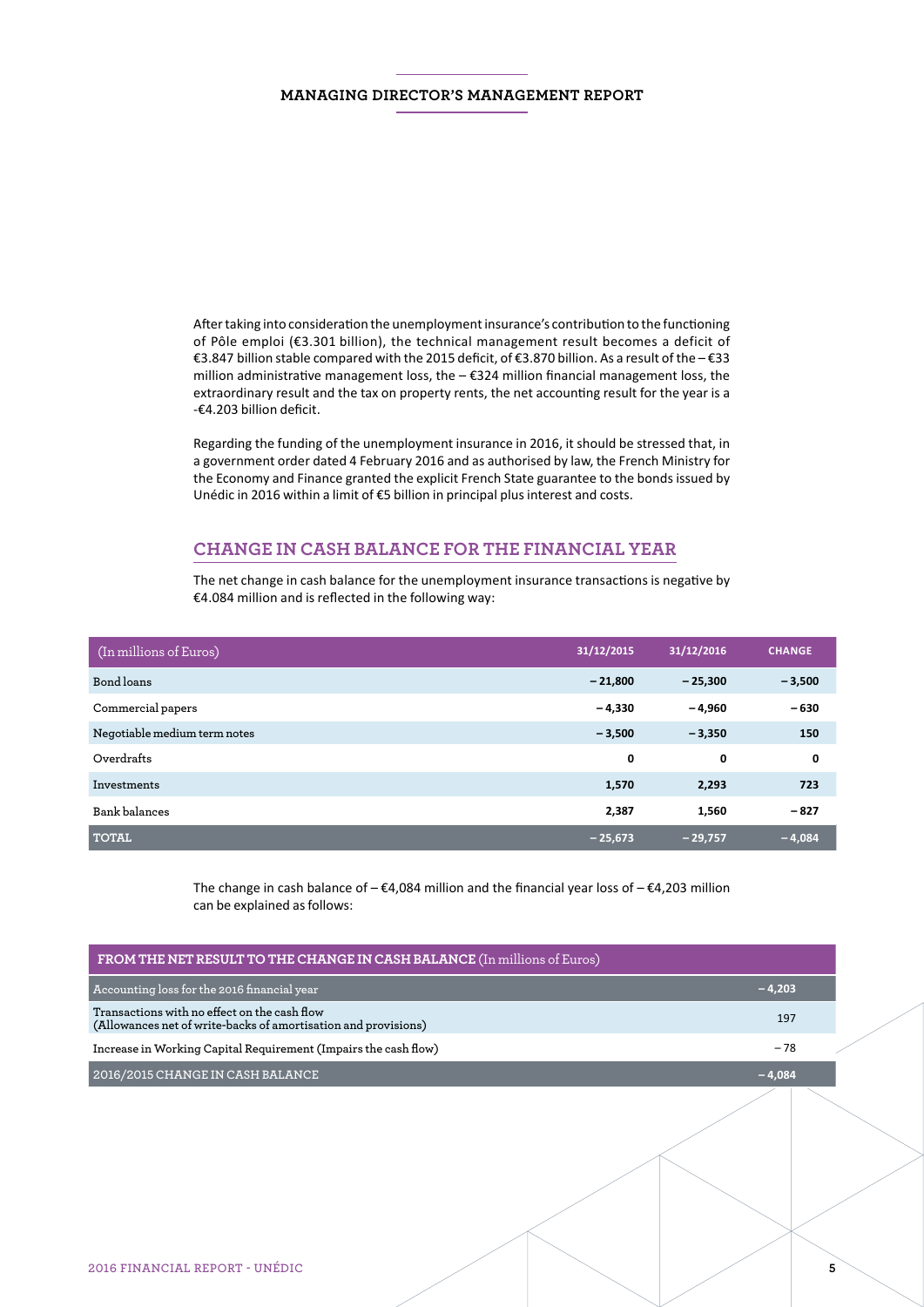After taking into consideration the unemployment insurance's contribution to the functioning of Pôle emploi (€3.301 billion), the technical management result becomes a deficit of €3.847 billion stable compared with the 2015 deficit, of €3.870 billion. As a result of the – €33 million administrative management loss, the – €324 million financial management loss, the extraordinary result and the tax on property rents, the net accounting result for the year is a -€4.203 billion deficit.

Regarding the funding of the unemployment insurance in 2016, it should be stressed that, in a government order dated 4 February 2016 and as authorised by law, the French Ministry for the Economy and Finance granted the explicit French State guarantee to the bonds issued by Unédic in 2016 within a limit of €5 billion in principal plus interest and costs.

## CHANGE IN CASH BALANCE FOR THE FINANCIAL YEAR

The net change in cash balance for the unemployment insurance transactions is negative by €4.084 million and is reflected in the following way:

| (In millions of Euros) | 31/12/2015 | 31/12/2016 | CHANGE |
|---|---|---|---|
| Bond loans | – 21,800 | – 25,300 | – 3,500 |
| Commercial papers | – 4,330 | – 4,960 | – 630 |
| Negotiable medium term notes | – 3,500 | – 3,350 | 150 |
| Overdrafts | 0 | 0 | 0 |
| Investments | 1,570 | 2,293 | 723 |
| Bank balances | 2,387 | 1,560 | – 827 |
| **TOTAL** | **– 25,673** | **– 29,757** | **– 4,084** |

The change in cash balance of – €4,084 million and the financial year loss of – €4,203 million can be explained as follows:

| **FROM THE NET RESULT TO THE CHANGE IN CASH BALANCE** (In millions of Euros) | |
|---|---|
| Accounting loss for the 2016 financial year | – 4,203 |
| Transactions with no effect on the cash flow (Allowances net of write-backs of amortisation and provisions) | 197 |
| Increase in Working Capital Requirement (Impairs the cash flow) | – 78 |
| 2016/2015 CHANGE IN CASH BALANCE | – 4,084 |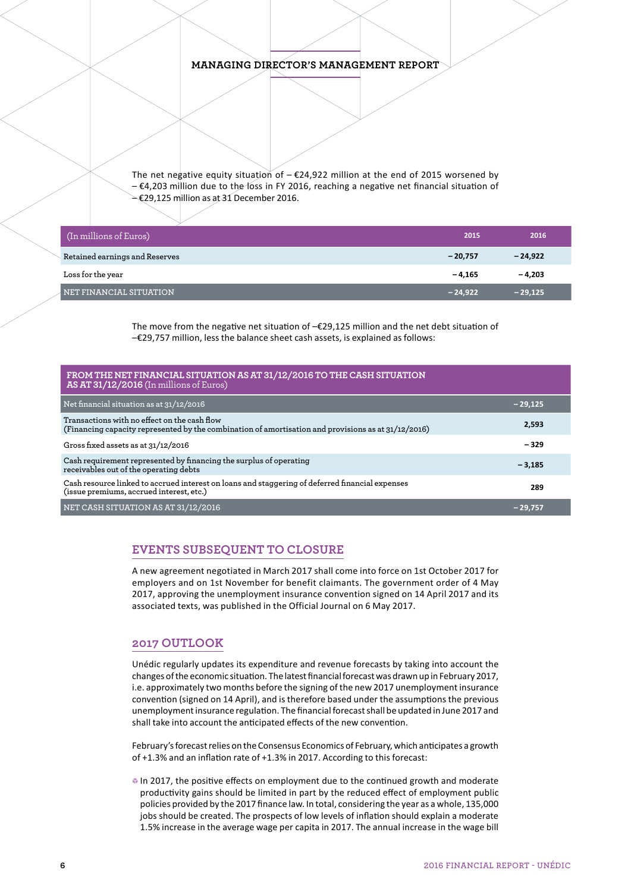The net negative equity situation of – €24,922 million at the end of 2015 worsened by – €4,203 million due to the loss in FY 2016, reaching a negative net financial situation of – €29,125 million as at 31 December 2016.

| (In millions of Euros) | 2015 | 2016 |
|---|---|---|
| Retained earnings and Reserves | – 20,757 | – 24,922 |
| Loss for the year | – 4,165 | – 4,203 |
| NET FINANCIAL SITUATION | – 24,922 | – 29,125 |

The move from the negative net situation of –€29,125 million and the net debt situation of –€29,757 million, less the balance sheet cash assets, is explained as follows:

| FROM THE NET FINANCIAL SITUATION AS AT 31/12/2016 TO THE CASH SITUATION AS AT 31/12/2016 (In millions of Euros) | |
|---|---|
| Net financial situation as at 31/12/2016 | – 29,125 |
| Transactions with no effect on the cash flow (Financing capacity represented by the combination of amortisation and provisions as at 31/12/2016) | 2,593 |
| Gross fixed assets as at 31/12/2016 | – 329 |
| Cash requirement represented by financing the surplus of operating receivables out of the operating debts | – 3,185 |
| Cash resource linked to accrued interest on loans and staggering of deferred financial expenses (issue premiums, accrued interest, etc.) | 289 |
| NET CASH SITUATION AS AT 31/12/2016 | – 29,757 |

## EVENTS SUBSEQUENT TO CLOSURE

A new agreement negotiated in March 2017 shall come into force on 1st October 2017 for employers and on 1st November for benefit claimants. The government order of 4 May 2017, approving the unemployment insurance convention signed on 14 April 2017 and its associated texts, was published in the Official Journal on 6 May 2017.

## 2017 OUTLOOK

Unédic regularly updates its expenditure and revenue forecasts by taking into account the changes of the economic situation. The latest financial forecast was drawn up in February 2017, i.e. approximately two months before the signing of the new 2017 unemployment insurance convention (signed on 14 April), and is therefore based under the assumptions the previous unemployment insurance regulation. The financial forecast shall be updated in June 2017 and shall take into account the anticipated effects of the new convention.

February's forecast relies on the Consensus Economics of February, which anticipates a growth of +1.3% and an inflation rate of +1.3% in 2017. According to this forecast:

- In 2017, the positive effects on employment due to the continued growth and moderate productivity gains should be limited in part by the reduced effect of employment public policies provided by the 2017 finance law. In total, considering the year as a whole, 135,000 jobs should be created. The prospects of low levels of inflation should explain a moderate 1.5% increase in the average wage per capita in 2017. The annual increase in the wage bill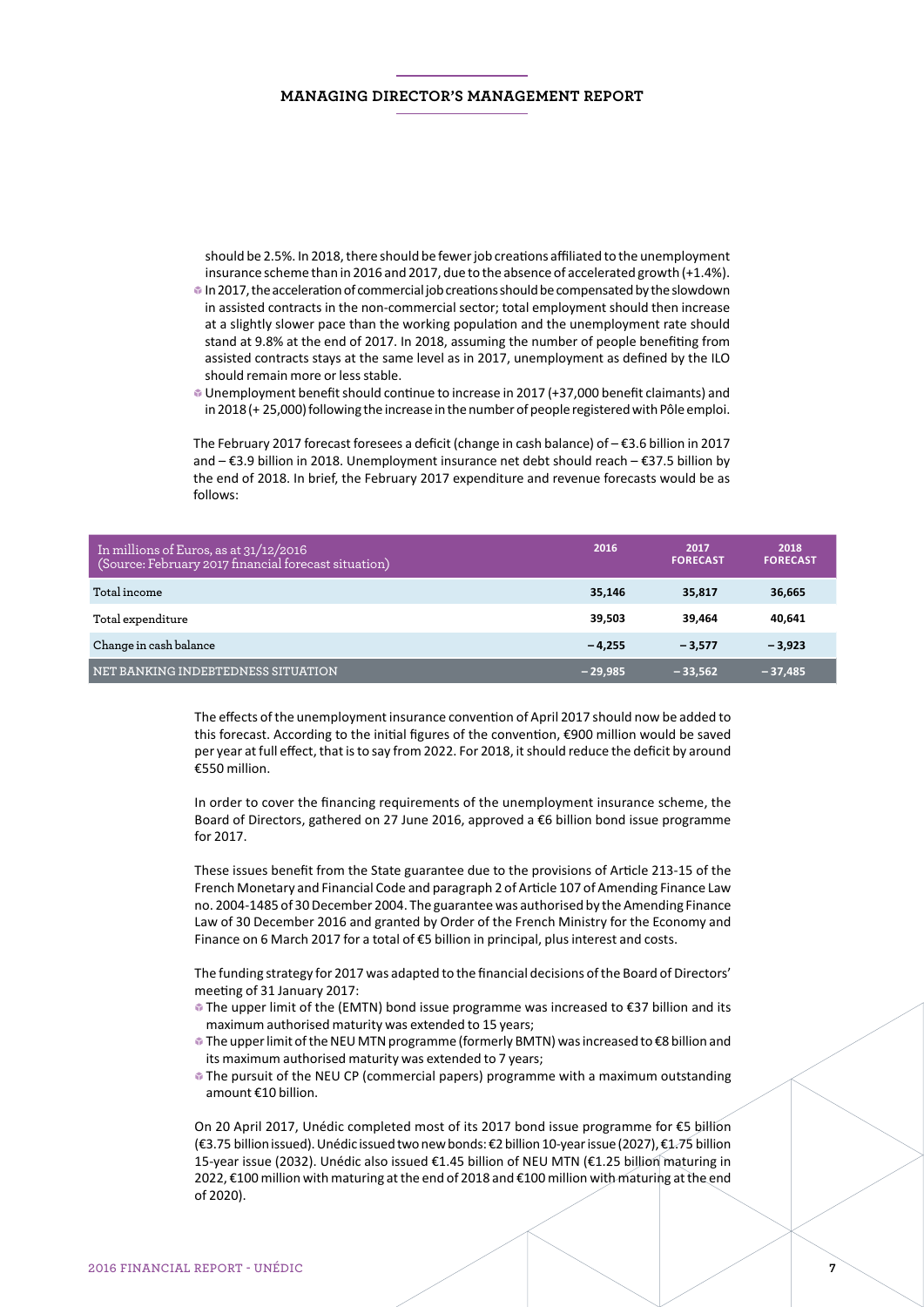should be 2.5%. In 2018, there should be fewer job creations affiliated to the unemployment insurance scheme than in 2016 and 2017, due to the absence of accelerated growth (+1.4%).

- In 2017, the acceleration of commercial job creations should be compensated by the slowdown in assisted contracts in the non-commercial sector; total employment should then increase at a slightly slower pace than the working population and the unemployment rate should stand at 9.8% at the end of 2017. In 2018, assuming the number of people benefiting from assisted contracts stays at the same level as in 2017, unemployment as defined by the ILO should remain more or less stable.
- Unemployment benefit should continue to increase in 2017 (+37,000 benefit claimants) and in 2018 (+ 25,000) following the increase in the number of people registered with Pôle emploi.

The February 2017 forecast foresees a deficit (change in cash balance) of – €3.6 billion in 2017 and – €3.9 billion in 2018. Unemployment insurance net debt should reach – €37.5 billion by the end of 2018. In brief, the February 2017 expenditure and revenue forecasts would be as follows:

| In millions of Euros, as at 31/12/2016 (Source: February 2017 financial forecast situation) | 2016 | 2017 FORECAST | 2018 FORECAST |
|---|---|---|---|
| Total income | **35,146** | **35,817** | **36,665** |
| Total expenditure | **39,503** | **39,464** | **40,641** |
| Change in cash balance | **– 4,255** | **– 3,577** | **– 3,923** |
| NET BANKING INDEBTEDNESS SITUATION | **– 29,985** | **– 33,562** | **– 37,485** |

The effects of the unemployment insurance convention of April 2017 should now be added to this forecast. According to the initial figures of the convention, €900 million would be saved per year at full effect, that is to say from 2022. For 2018, it should reduce the deficit by around €550 million.

In order to cover the financing requirements of the unemployment insurance scheme, the Board of Directors, gathered on 27 June 2016, approved a €6 billion bond issue programme for 2017.

These issues benefit from the State guarantee due to the provisions of Article 213-15 of the French Monetary and Financial Code and paragraph 2 of Article 107 of Amending Finance Law no. 2004-1485 of 30 December 2004. The guarantee was authorised by the Amending Finance Law of 30 December 2016 and granted by Order of the French Ministry for the Economy and Finance on 6 March 2017 for a total of €5 billion in principal, plus interest and costs.

The funding strategy for 2017 was adapted to the financial decisions of the Board of Directors' meeting of 31 January 2017:

- The upper limit of the (EMTN) bond issue programme was increased to €37 billion and its maximum authorised maturity was extended to 15 years;
- The upper limit of the NEU MTN programme (formerly BMTN) was increased to €8 billion and its maximum authorised maturity was extended to 7 years;
- The pursuit of the NEU CP (commercial papers) programme with a maximum outstanding amount €10 billion.

On 20 April 2017, Unédic completed most of its 2017 bond issue programme for €5 billion (€3.75 billion issued). Unédic issued two new bonds: €2 billion 10-year issue (2027), €1.75 billion 15-year issue (2032). Unédic also issued €1.45 billion of NEU MTN (€1.25 billion maturing in 2022, €100 million with maturing at the end of 2018 and €100 million with maturing at the end of 2020).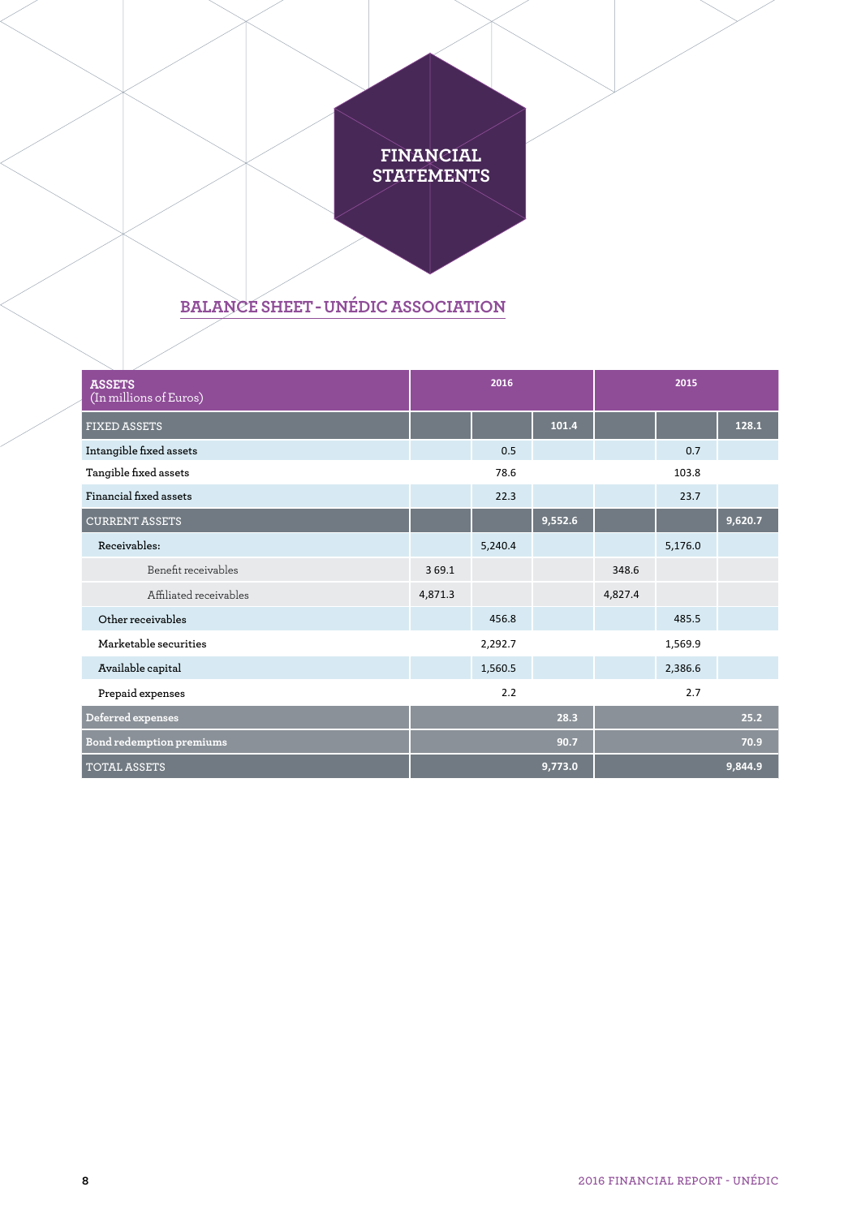# FINANCIAL STATEMENTS

## BALANCE SHEET - UNÉDIC ASSOCIATION

| ASSETS (In millions of Euros) | 2016 | | | 2015 | | |
|---|---|---|---|---|---|---|
| FIXED ASSETS | | | 101.4 | | | 128.1 |
| Intangible fixed assets | | 0.5 | | | 0.7 | |
| Tangible fixed assets | | 78.6 | | | 103.8 | |
| Financial fixed assets | | 22.3 | | | 23.7 | |
| CURRENT ASSETS | | | 9,552.6 | | | 9,620.7 |
| Receivables: | | 5,240.4 | | | 5,176.0 | |
| Benefit receivables | 3 69.1 | | | 348.6 | | |
| Affiliated receivables | 4,871.3 | | | 4,827.4 | | |
| Other receivables | | 456.8 | | | 485.5 | |
| Marketable securities | | 2,292.7 | | | 1,569.9 | |
| Available capital | | 1,560.5 | | | 2,386.6 | |
| Prepaid expenses | | 2.2 | | | 2.7 | |
| Deferred expenses | | | 28.3 | | | 25.2 |
| Bond redemption premiums | | | 90.7 | | | 70.9 |
| TOTAL ASSETS | | | 9,773.0 | | | 9,844.9 |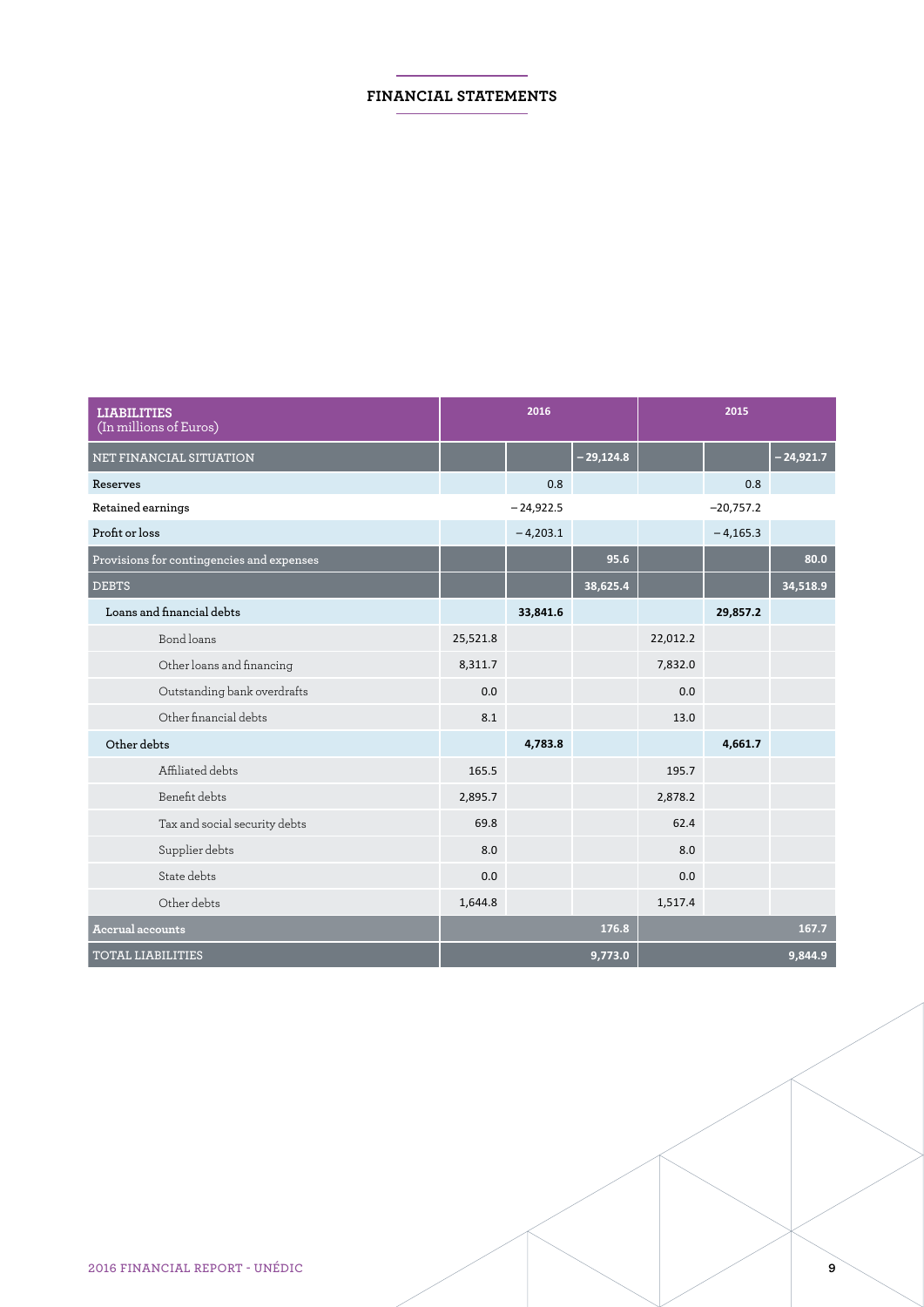## FINANCIAL STATEMENTS

| LIABILITIES (In millions of Euros) | 2016 | | | 2015 | | |
|---|---|---|---|---|---|---|
| NET FINANCIAL SITUATION | | | − 29,124.8 | | | − 24,921.7 |
| Reserves | | 0.8 | | | 0.8 | |
| Retained earnings | | − 24,922.5 | | | −20,757.2 | |
| Profit or loss | | − 4,203.1 | | | − 4,165.3 | |
| Provisions for contingencies and expenses | | | 95.6 | | | 80.0 |
| DEBTS | | | 38,625.4 | | | 34,518.9 |
| Loans and financial debts | | **33,841.6** | | | **29,857.2** | |
| Bond loans | 25,521.8 | | | 22,012.2 | | |
| Other loans and financing | 8,311.7 | | | 7,832.0 | | |
| Outstanding bank overdrafts | 0.0 | | | 0.0 | | |
| Other financial debts | 8.1 | | | 13.0 | | |
| Other debts | | **4,783.8** | | | **4,661.7** | |
| Affiliated debts | 165.5 | | | 195.7 | | |
| Benefit debts | 2,895.7 | | | 2,878.2 | | |
| Tax and social security debts | 69.8 | | | 62.4 | | |
| Supplier debts | 8.0 | | | 8.0 | | |
| State debts | 0.0 | | | 0.0 | | |
| Other debts | 1,644.8 | | | 1,517.4 | | |
| Accrual accounts | | | 176.8 | | | 167.7 |
| TOTAL LIABILITIES | | | 9,773.0 | | | 9,844.9 |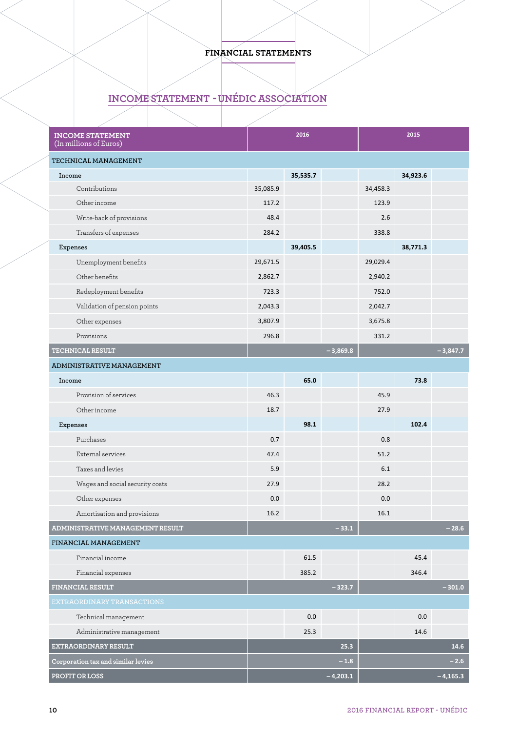## FINANCIAL STATEMENTS

# INCOME STATEMENT - UNÉDIC ASSOCIATION

| INCOME STATEMENT (In millions of Euros) | 2016 | | | 2015 | | |
|---|---|---|---|---|---|---|
| **TECHNICAL MANAGEMENT** | | | | | | |
| Income | | **35,535.7** | | | **34,923.6** | |
| Contributions | 35,085.9 | | | 34,458.3 | | |
| Other income | 117.2 | | | 123.9 | | |
| Write-back of provisions | 48.4 | | | 2.6 | | |
| Transfers of expenses | 284.2 | | | 338.8 | | |
| Expenses | | **39,405.5** | | | **38,771.3** | |
| Unemployment benefits | 29,671.5 | | | 29,029.4 | | |
| Other benefits | 2,862.7 | | | 2,940.2 | | |
| Redeployment benefits | 723.3 | | | 752.0 | | |
| Validation of pension points | 2,043.3 | | | 2,042.7 | | |
| Other expenses | 3,807.9 | | | 3,675.8 | | |
| Provisions | 296.8 | | | 331.2 | | |
| **TECHNICAL RESULT** | | | **– 3,869.8** | | | **– 3,847.7** |
| **ADMINISTRATIVE MANAGEMENT** | | | | | | |
| Income | | **65.0** | | | **73.8** | |
| Provision of services | 46.3 | | | 45.9 | | |
| Other income | 18.7 | | | 27.9 | | |
| Expenses | | **98.1** | | | **102.4** | |
| Purchases | 0.7 | | | 0.8 | | |
| External services | 47.4 | | | 51.2 | | |
| Taxes and levies | 5.9 | | | 6.1 | | |
| Wages and social security costs | 27.9 | | | 28.2 | | |
| Other expenses | 0.0 | | | 0.0 | | |
| Amortisation and provisions | 16.2 | | | 16.1 | | |
| **ADMINISTRATIVE MANAGEMENT RESULT** | | | **– 33.1** | | | **– 28.6** |
| **FINANCIAL MANAGEMENT** | | | | | | |
| Financial income | | 61.5 | | | 45.4 | |
| Financial expenses | | 385.2 | | | 346.4 | |
| **FINANCIAL RESULT** | | | **– 323.7** | | | **– 301.0** |
| **EXTRAORDINARY TRANSACTIONS** | | | | | | |
| Technical management | | 0.0 | | | 0.0 | |
| Administrative management | | 25.3 | | | 14.6 | |
| **EXTRAORDINARY RESULT** | | | **25.3** | | | **14.6** |
| **Corporation tax and similar levies** | | | **– 1.8** | | | **– 2.6** |
| **PROFIT OR LOSS** | | | **– 4,203.1** | | | **– 4,165.3** |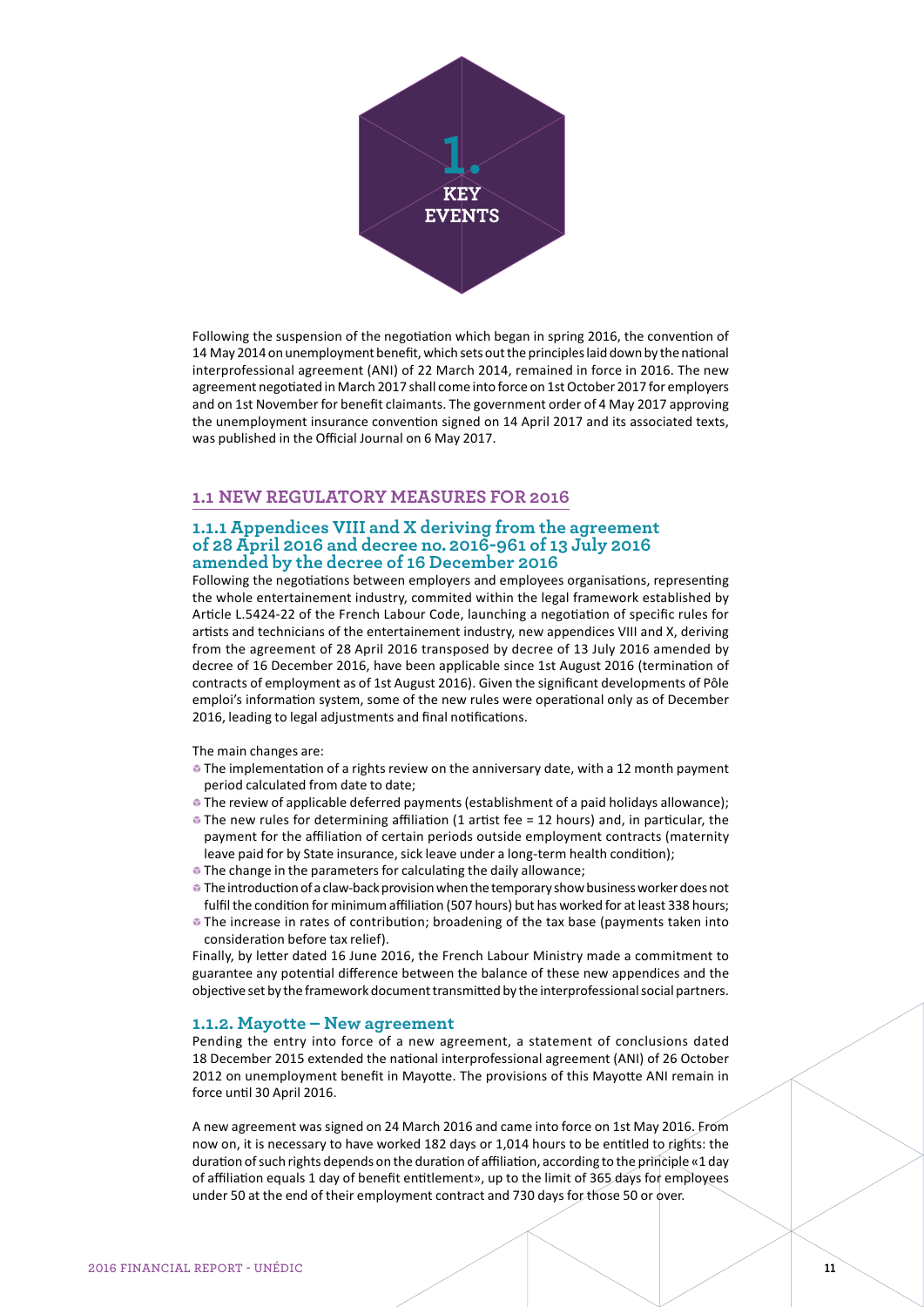# 1. KEY EVENTS

Following the suspension of the negotiation which began in spring 2016, the convention of 14 May 2014 on unemployment benefit, which sets out the principles laid down by the national interprofessional agreement (ANI) of 22 March 2014, remained in force in 2016. The new agreement negotiated in March 2017 shall come into force on 1st October 2017 for employers and on 1st November for benefit claimants. The government order of 4 May 2017 approving the unemployment insurance convention signed on 14 April 2017 and its associated texts, was published in the Official Journal on 6 May 2017.

## 1.1 NEW REGULATORY MEASURES FOR 2016

### 1.1.1 Appendices VIII and X deriving from the agreement of 28 April 2016 and decree no. 2016-961 of 13 July 2016 amended by the decree of 16 December 2016

Following the negotiations between employers and employees organisations, representing the whole entertainement industry, commited within the legal framework established by Article L.5424-22 of the French Labour Code, launching a negotiation of specific rules for artists and technicians of the entertainement industry, new appendices VIII and X, deriving from the agreement of 28 April 2016 transposed by decree of 13 July 2016 amended by decree of 16 December 2016, have been applicable since 1st August 2016 (termination of contracts of employment as of 1st August 2016). Given the significant developments of Pôle emploi's information system, some of the new rules were operational only as of December 2016, leading to legal adjustments and final notifications.

The main changes are:

- The implementation of a rights review on the anniversary date, with a 12 month payment period calculated from date to date;
- The review of applicable deferred payments (establishment of a paid holidays allowance);
- The new rules for determining affiliation (1 artist fee = 12 hours) and, in particular, the payment for the affiliation of certain periods outside employment contracts (maternity leave paid for by State insurance, sick leave under a long-term health condition);
- The change in the parameters for calculating the daily allowance;
- The introduction of a claw-back provision when the temporary show business worker does not fulfil the condition for minimum affiliation (507 hours) but has worked for at least 338 hours;
- The increase in rates of contribution; broadening of the tax base (payments taken into consideration before tax relief).

Finally, by letter dated 16 June 2016, the French Labour Ministry made a commitment to guarantee any potential difference between the balance of these new appendices and the objective set by the framework document transmitted by the interprofessional social partners.

### 1.1.2. Mayotte – New agreement

Pending the entry into force of a new agreement, a statement of conclusions dated 18 December 2015 extended the national interprofessional agreement (ANI) of 26 October 2012 on unemployment benefit in Mayotte. The provisions of this Mayotte ANI remain in force until 30 April 2016.

A new agreement was signed on 24 March 2016 and came into force on 1st May 2016. From now on, it is necessary to have worked 182 days or 1,014 hours to be entitled to rights: the duration of such rights depends on the duration of affiliation, according to the principle «1 day of affiliation equals 1 day of benefit entitlement», up to the limit of 365 days for employees under 50 at the end of their employment contract and 730 days for those 50 or over.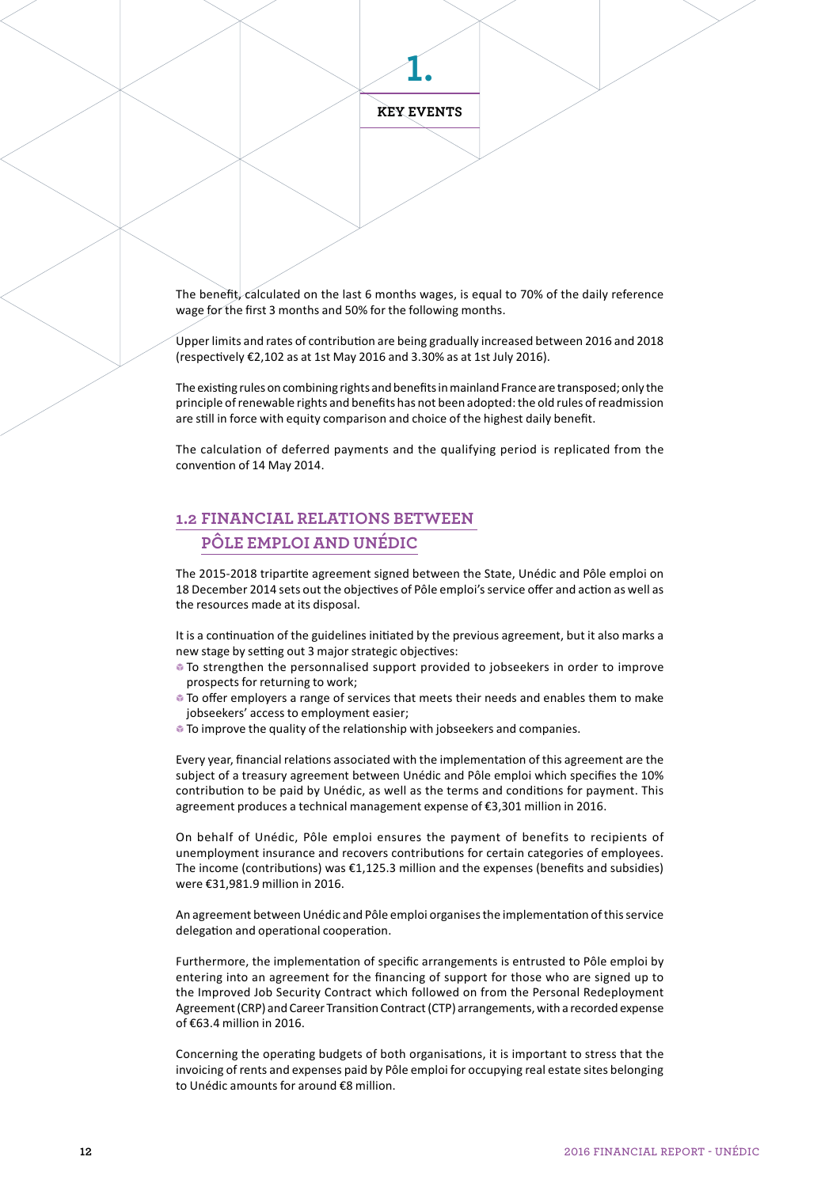# 1.

## KEY EVENTS

The benefit, calculated on the last 6 months wages, is equal to 70% of the daily reference wage for the first 3 months and 50% for the following months.

Upper limits and rates of contribution are being gradually increased between 2016 and 2018 (respectively €2,102 as at 1st May 2016 and 3.30% as at 1st July 2016).

The existing rules on combining rights and benefits in mainland France are transposed; only the principle of renewable rights and benefits has not been adopted: the old rules of readmission are still in force with equity comparison and choice of the highest daily benefit.

The calculation of deferred payments and the qualifying period is replicated from the convention of 14 May 2014.

### 1.2 FINANCIAL RELATIONS BETWEEN PÔLE EMPLOI AND UNÉDIC

The 2015-2018 tripartite agreement signed between the State, Unédic and Pôle emploi on 18 December 2014 sets out the objectives of Pôle emploi's service offer and action as well as the resources made at its disposal.

It is a continuation of the guidelines initiated by the previous agreement, but it also marks a new stage by setting out 3 major strategic objectives:

- To strengthen the personnalised support provided to jobseekers in order to improve prospects for returning to work;
- To offer employers a range of services that meets their needs and enables them to make jobseekers' access to employment easier;
- To improve the quality of the relationship with jobseekers and companies.

Every year, financial relations associated with the implementation of this agreement are the subject of a treasury agreement between Unédic and Pôle emploi which specifies the 10% contribution to be paid by Unédic, as well as the terms and conditions for payment. This agreement produces a technical management expense of €3,301 million in 2016.

On behalf of Unédic, Pôle emploi ensures the payment of benefits to recipients of unemployment insurance and recovers contributions for certain categories of employees. The income (contributions) was €1,125.3 million and the expenses (benefits and subsidies) were €31,981.9 million in 2016.

An agreement between Unédic and Pôle emploi organises the implementation of this service delegation and operational cooperation.

Furthermore, the implementation of specific arrangements is entrusted to Pôle emploi by entering into an agreement for the financing of support for those who are signed up to the Improved Job Security Contract which followed on from the Personal Redeployment Agreement (CRP) and Career Transition Contract (CTP) arrangements, with a recorded expense of €63.4 million in 2016.

Concerning the operating budgets of both organisations, it is important to stress that the invoicing of rents and expenses paid by Pôle emploi for occupying real estate sites belonging to Unédic amounts for around €8 million.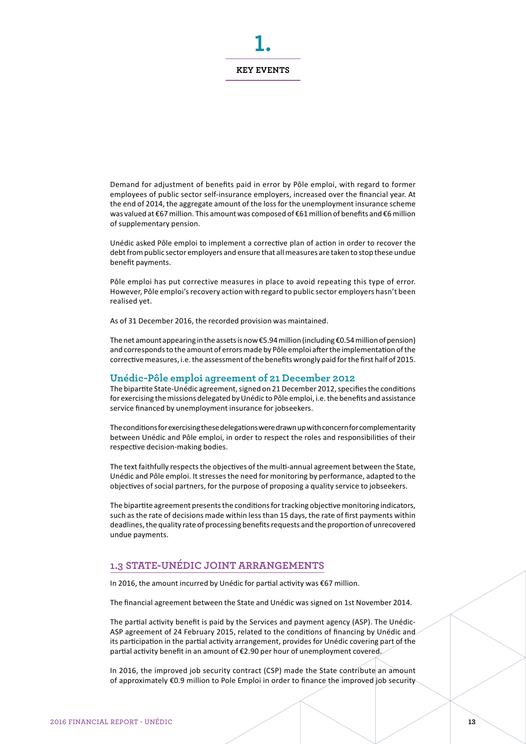# 1.

## KEY EVENTS

Demand for adjustment of benefits paid in error by Pôle emploi, with regard to former employees of public sector self-insurance employers, increased over the financial year. At the end of 2014, the aggregate amount of the loss for the unemployment insurance scheme was valued at €67 million. This amount was composed of €61 million of benefits and €6 million of supplementary pension.

Unédic asked Pôle emploi to implement a corrective plan of action in order to recover the debt from public sector employers and ensure that all measures are taken to stop these undue benefit payments.

Pôle emploi has put corrective measures in place to avoid repeating this type of error. However, Pôle emploi's recovery action with regard to public sector employers hasn't been realised yet.

As of 31 December 2016, the recorded provision was maintained.

The net amount appearing in the assets is now €5.94 million (including €0.54 million of pension) and corresponds to the amount of errors made by Pôle emploi after the implementation of the corrective measures, i.e. the assessment of the benefits wrongly paid for the first half of 2015.

### Unédic-Pôle emploi agreement of 21 December 2012

The bipartite State-Unédic agreement, signed on 21 December 2012, specifies the conditions for exercising the missions delegated by Unédic to Pôle emploi, i.e. the benefits and assistance service financed by unemployment insurance for jobseekers.

The conditions for exercising these delegations were drawn up with concern for complementarity between Unédic and Pôle emploi, in order to respect the roles and responsibilities of their respective decision-making bodies.

The text faithfully respects the objectives of the multi-annual agreement between the State, Unédic and Pôle emploi. It stresses the need for monitoring by performance, adapted to the objectives of social partners, for the purpose of proposing a quality service to jobseekers.

The bipartite agreement presents the conditions for tracking objective monitoring indicators, such as the rate of decisions made within less than 15 days, the rate of first payments within deadlines, the quality rate of processing benefits requests and the proportion of unrecovered undue payments.

## 1.3 STATE-UNÉDIC JOINT ARRANGEMENTS

In 2016, the amount incurred by Unédic for partial activity was €67 million.

The financial agreement between the State and Unédic was signed on 1st November 2014.

The partial activity benefit is paid by the Services and payment agency (ASP). The Unédic-ASP agreement of 24 February 2015, related to the conditions of financing by Unédic and its participation in the partial activity arrangement, provides for Unédic covering part of the partial activity benefit in an amount of €2.90 per hour of unemployment covered.

In 2016, the improved job security contract (CSP) made the State contribute an amount of approximately €0.9 million to Pole Emploi in order to finance the improved job security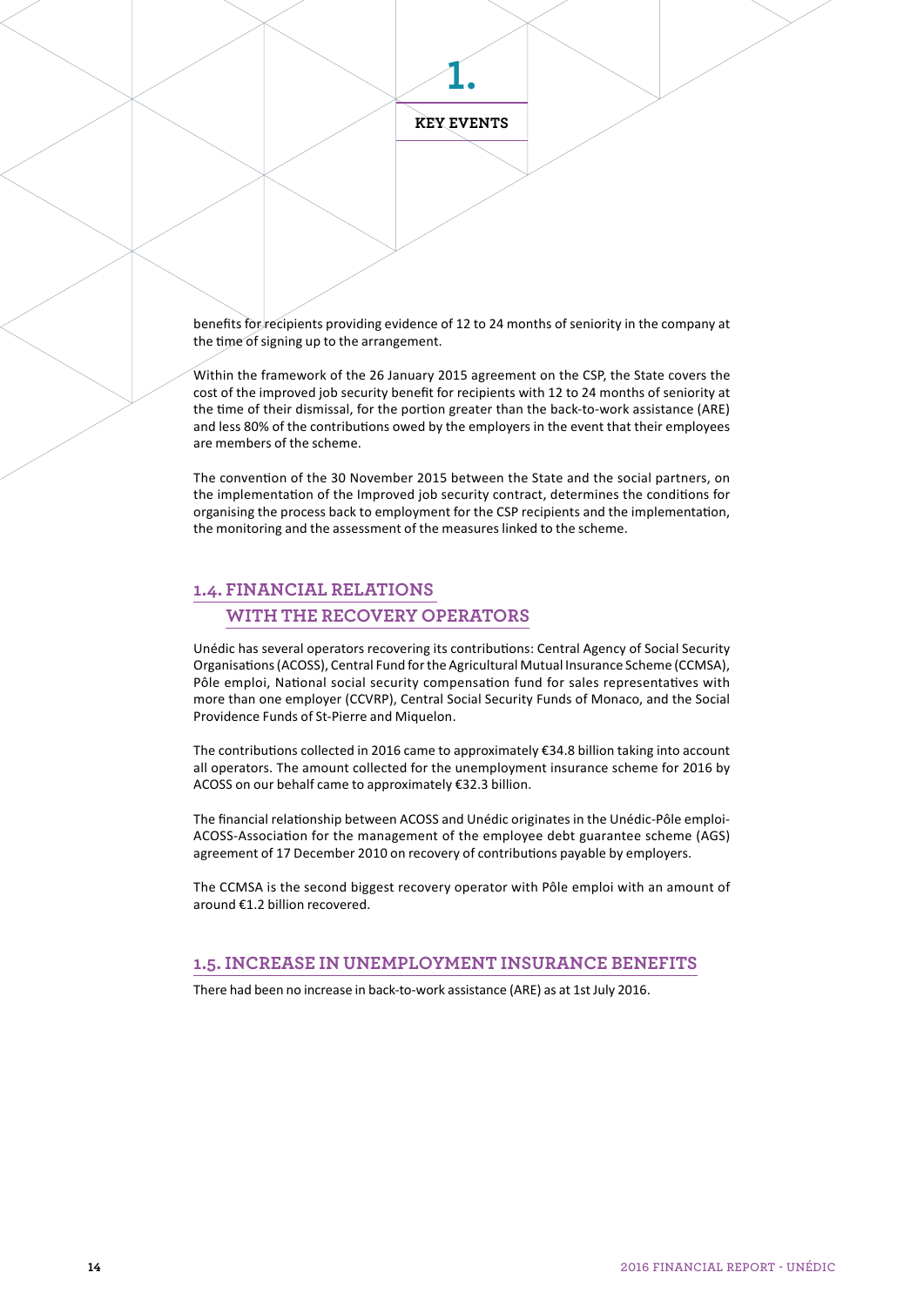# 1. KEY EVENTS

benefits for recipients providing evidence of 12 to 24 months of seniority in the company at the time of signing up to the arrangement.

Within the framework of the 26 January 2015 agreement on the CSP, the State covers the cost of the improved job security benefit for recipients with 12 to 24 months of seniority at the time of their dismissal, for the portion greater than the back-to-work assistance (ARE) and less 80% of the contributions owed by the employers in the event that their employees are members of the scheme.

The convention of the 30 November 2015 between the State and the social partners, on the implementation of the Improved job security contract, determines the conditions for organising the process back to employment for the CSP recipients and the implementation, the monitoring and the assessment of the measures linked to the scheme.

## 1.4. FINANCIAL RELATIONS WITH THE RECOVERY OPERATORS

Unédic has several operators recovering its contributions: Central Agency of Social Security Organisations (ACOSS), Central Fund for the Agricultural Mutual Insurance Scheme (CCMSA), Pôle emploi, National social security compensation fund for sales representatives with more than one employer (CCVRP), Central Social Security Funds of Monaco, and the Social Providence Funds of St-Pierre and Miquelon.

The contributions collected in 2016 came to approximately €34.8 billion taking into account all operators. The amount collected for the unemployment insurance scheme for 2016 by ACOSS on our behalf came to approximately €32.3 billion.

The financial relationship between ACOSS and Unédic originates in the Unédic-Pôle emploi-ACOSS-Association for the management of the employee debt guarantee scheme (AGS) agreement of 17 December 2010 on recovery of contributions payable by employers.

The CCMSA is the second biggest recovery operator with Pôle emploi with an amount of around €1.2 billion recovered.

## 1.5. INCREASE IN UNEMPLOYMENT INSURANCE BENEFITS

There had been no increase in back-to-work assistance (ARE) as at 1st July 2016.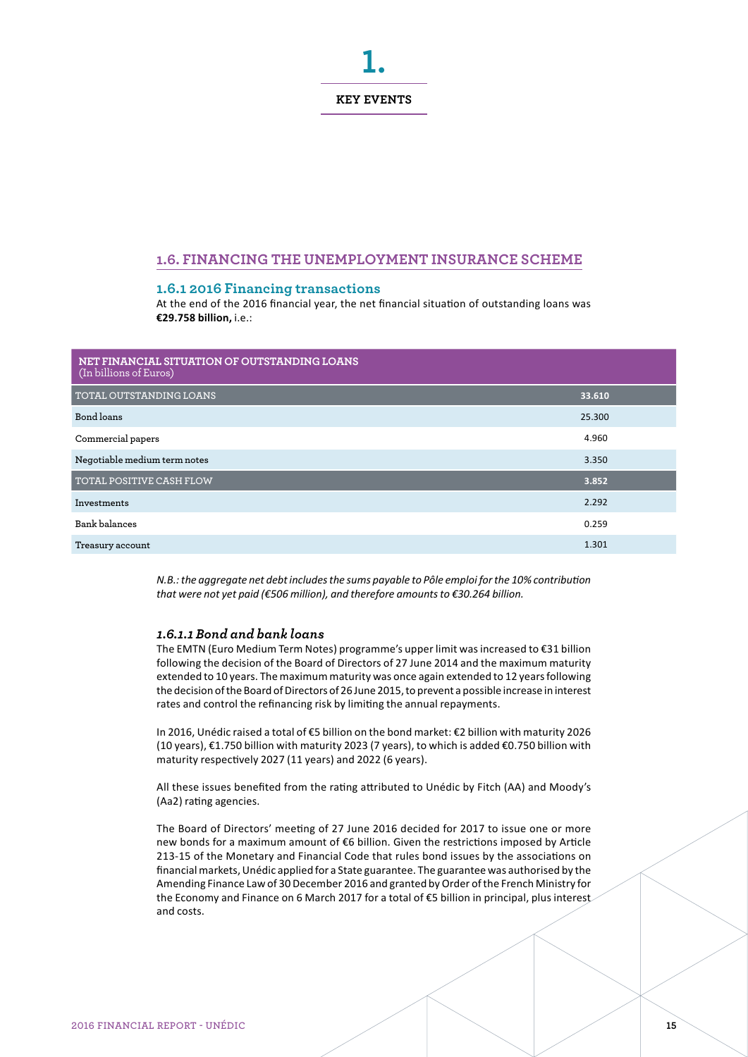# 1.

## KEY EVENTS

## 1.6. FINANCING THE UNEMPLOYMENT INSURANCE SCHEME

### 1.6.1 2016 Financing transactions

At the end of the 2016 financial year, the net financial situation of outstanding loans was **€29.758 billion,** i.e.:

| NET FINANCIAL SITUATION OF OUTSTANDING LOANS (In billions of Euros) | |
|---|---|
| **TOTAL OUTSTANDING LOANS** | **33.610** |
| Bond loans | 25.300 |
| Commercial papers | 4.960 |
| Negotiable medium term notes | 3.350 |
| **TOTAL POSITIVE CASH FLOW** | **3.852** |
| Investments | 2.292 |
| Bank balances | 0.259 |
| Treasury account | 1.301 |

*N.B.: the aggregate net debt includes the sums payable to Pôle emploi for the 10% contribution that were not yet paid (€506 million), and therefore amounts to €30.264 billion.*

#### *1.6.1.1 Bond and bank loans*

The EMTN (Euro Medium Term Notes) programme's upper limit was increased to €31 billion following the decision of the Board of Directors of 27 June 2014 and the maximum maturity extended to 10 years. The maximum maturity was once again extended to 12 years following the decision of the Board of Directors of 26 June 2015, to prevent a possible increase in interest rates and control the refinancing risk by limiting the annual repayments.

In 2016, Unédic raised a total of €5 billion on the bond market: €2 billion with maturity 2026 (10 years), €1.750 billion with maturity 2023 (7 years), to which is added €0.750 billion with maturity respectively 2027 (11 years) and 2022 (6 years).

All these issues benefited from the rating attributed to Unédic by Fitch (AA) and Moody's (Aa2) rating agencies.

The Board of Directors' meeting of 27 June 2016 decided for 2017 to issue one or more new bonds for a maximum amount of €6 billion. Given the restrictions imposed by Article 213-15 of the Monetary and Financial Code that rules bond issues by the associations on financial markets, Unédic applied for a State guarantee. The guarantee was authorised by the Amending Finance Law of 30 December 2016 and granted by Order of the French Ministry for the Economy and Finance on 6 March 2017 for a total of €5 billion in principal, plus interest and costs.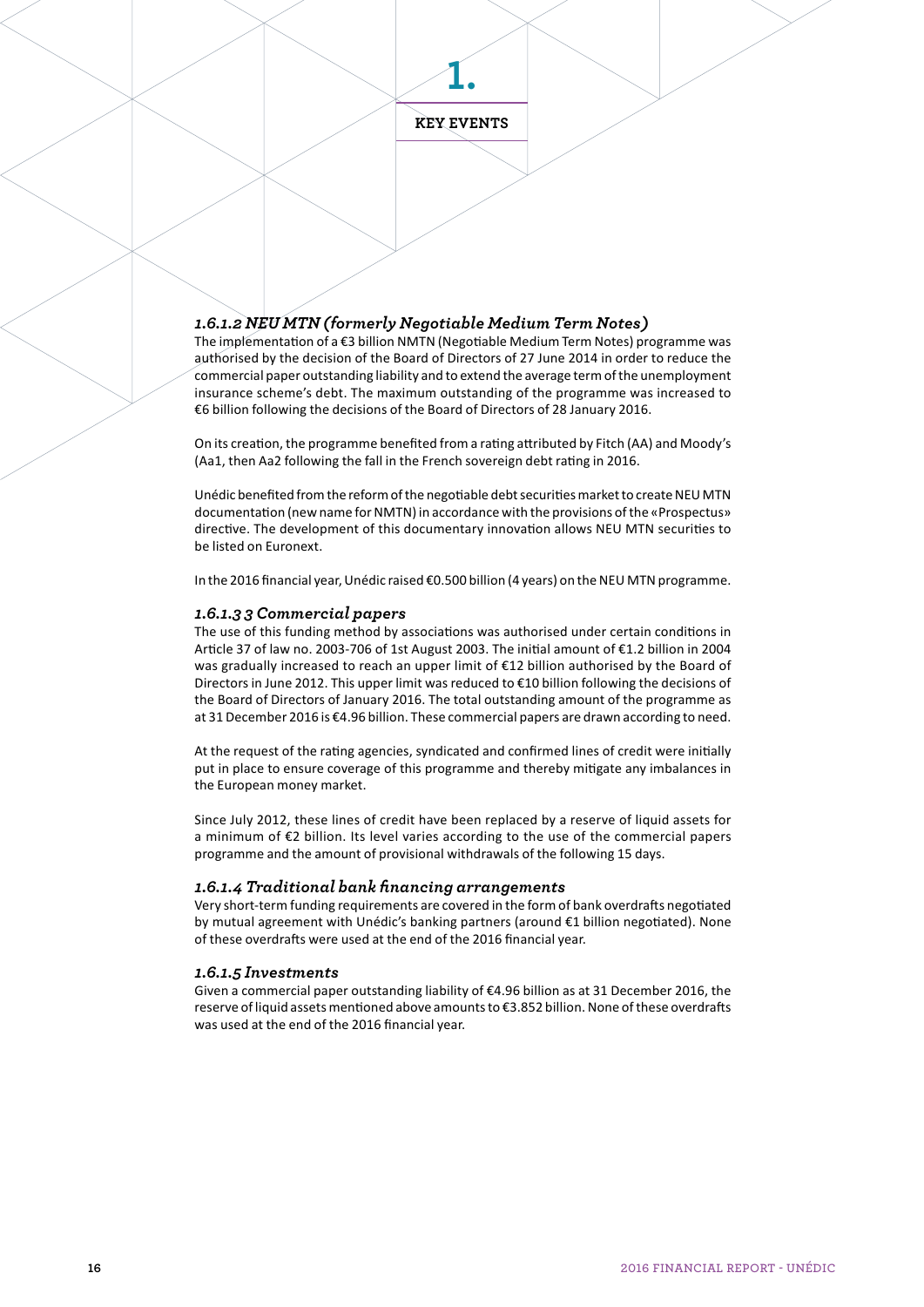# 1.

## KEY EVENTS

### *1.6.1.2 NEU MTN (formerly Negotiable Medium Term Notes)*

The implementation of a €3 billion NMTN (Negotiable Medium Term Notes) programme was authorised by the decision of the Board of Directors of 27 June 2014 in order to reduce the commercial paper outstanding liability and to extend the average term of the unemployment insurance scheme's debt. The maximum outstanding of the programme was increased to €6 billion following the decisions of the Board of Directors of 28 January 2016.

On its creation, the programme benefited from a rating attributed by Fitch (AA) and Moody's (Aa1, then Aa2 following the fall in the French sovereign debt rating in 2016.

Unédic benefited from the reform of the negotiable debt securities market to create NEU MTN documentation (new name for NMTN) in accordance with the provisions of the «Prospectus» directive. The development of this documentary innovation allows NEU MTN securities to be listed on Euronext.

In the 2016 financial year, Unédic raised €0.500 billion (4 years) on the NEU MTN programme.

### *1.6.1.3 3 Commercial papers*

The use of this funding method by associations was authorised under certain conditions in Article 37 of law no. 2003-706 of 1st August 2003. The initial amount of €1.2 billion in 2004 was gradually increased to reach an upper limit of €12 billion authorised by the Board of Directors in June 2012. This upper limit was reduced to €10 billion following the decisions of the Board of Directors of January 2016. The total outstanding amount of the programme as at 31 December 2016 is €4.96 billion. These commercial papers are drawn according to need.

At the request of the rating agencies, syndicated and confirmed lines of credit were initially put in place to ensure coverage of this programme and thereby mitigate any imbalances in the European money market.

Since July 2012, these lines of credit have been replaced by a reserve of liquid assets for a minimum of €2 billion. Its level varies according to the use of the commercial papers programme and the amount of provisional withdrawals of the following 15 days.

### *1.6.1.4 Traditional bank financing arrangements*

Very short-term funding requirements are covered in the form of bank overdrafts negotiated by mutual agreement with Unédic's banking partners (around €1 billion negotiated). None of these overdrafts were used at the end of the 2016 financial year.

### *1.6.1.5 Investments*

Given a commercial paper outstanding liability of €4.96 billion as at 31 December 2016, the reserve of liquid assets mentioned above amounts to €3.852 billion. None of these overdrafts was used at the end of the 2016 financial year.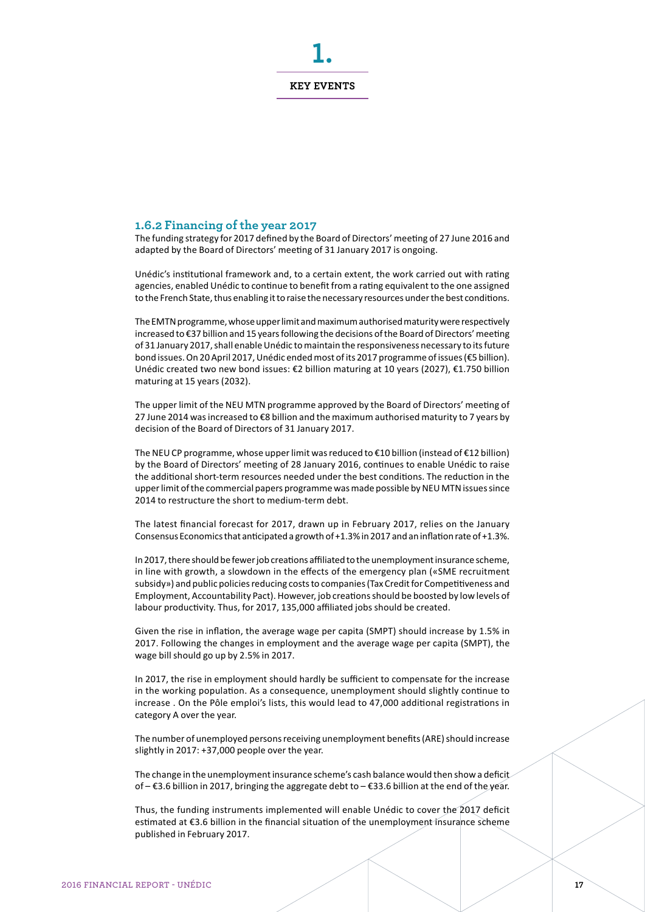# 1.

## KEY EVENTS

### 1.6.2 Financing of the year 2017

The funding strategy for 2017 defined by the Board of Directors' meeting of 27 June 2016 and adapted by the Board of Directors' meeting of 31 January 2017 is ongoing.

Unédic's institutional framework and, to a certain extent, the work carried out with rating agencies, enabled Unédic to continue to benefit from a rating equivalent to the one assigned to the French State, thus enabling it to raise the necessary resources under the best conditions.

The EMTN programme, whose upper limit and maximum authorised maturity were respectively increased to €37 billion and 15 years following the decisions of the Board of Directors' meeting of 31 January 2017, shall enable Unédic to maintain the responsiveness necessary to its future bond issues. On 20 April 2017, Unédic ended most of its 2017 programme of issues (€5 billion). Unédic created two new bond issues: €2 billion maturing at 10 years (2027), €1.750 billion maturing at 15 years (2032).

The upper limit of the NEU MTN programme approved by the Board of Directors' meeting of 27 June 2014 was increased to €8 billion and the maximum authorised maturity to 7 years by decision of the Board of Directors of 31 January 2017.

The NEU CP programme, whose upper limit was reduced to €10 billion (instead of €12 billion) by the Board of Directors' meeting of 28 January 2016, continues to enable Unédic to raise the additional short-term resources needed under the best conditions. The reduction in the upper limit of the commercial papers programme was made possible by NEU MTN issues since 2014 to restructure the short to medium-term debt.

The latest financial forecast for 2017, drawn up in February 2017, relies on the January Consensus Economics that anticipated a growth of +1.3% in 2017 and an inflation rate of +1.3%.

In 2017, there should be fewer job creations affiliated to the unemployment insurance scheme, in line with growth, a slowdown in the effects of the emergency plan («SME recruitment subsidy») and public policies reducing costs to companies (Tax Credit for Competitiveness and Employment, Accountability Pact). However, job creations should be boosted by low levels of labour productivity. Thus, for 2017, 135,000 affiliated jobs should be created.

Given the rise in inflation, the average wage per capita (SMPT) should increase by 1.5% in 2017. Following the changes in employment and the average wage per capita (SMPT), the wage bill should go up by 2.5% in 2017.

In 2017, the rise in employment should hardly be sufficient to compensate for the increase in the working population. As a consequence, unemployment should slightly continue to increase . On the Pôle emploi's lists, this would lead to 47,000 additional registrations in category A over the year.

The number of unemployed persons receiving unemployment benefits (ARE) should increase slightly in 2017: +37,000 people over the year.

The change in the unemployment insurance scheme's cash balance would then show a deficit of – €3.6 billion in 2017, bringing the aggregate debt to – €33.6 billion at the end of the year.

Thus, the funding instruments implemented will enable Unédic to cover the 2017 deficit estimated at €3.6 billion in the financial situation of the unemployment insurance scheme published in February 2017.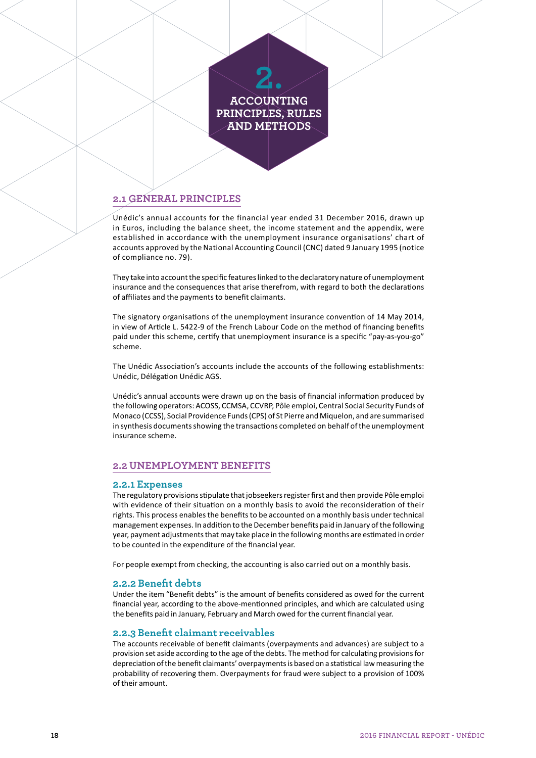# 2. ACCOUNTING PRINCIPLES, RULES AND METHODS

## 2.1 GENERAL PRINCIPLES

Unédic's annual accounts for the financial year ended 31 December 2016, drawn up in Euros, including the balance sheet, the income statement and the appendix, were established in accordance with the unemployment insurance organisations' chart of accounts approved by the National Accounting Council (CNC) dated 9 January 1995 (notice of compliance no. 79).

They take into account the specific features linked to the declaratory nature of unemployment insurance and the consequences that arise therefrom, with regard to both the declarations of affiliates and the payments to benefit claimants.

The signatory organisations of the unemployment insurance convention of 14 May 2014, in view of Article L. 5422-9 of the French Labour Code on the method of financing benefits paid under this scheme, certify that unemployment insurance is a specific "pay-as-you-go" scheme.

The Unédic Association's accounts include the accounts of the following establishments: Unédic, Délégation Unédic AGS.

Unédic's annual accounts were drawn up on the basis of financial information produced by the following operators: ACOSS, CCMSA, CCVRP, Pôle emploi, Central Social Security Funds of Monaco (CCSS), Social Providence Funds (CPS) of St Pierre and Miquelon, and are summarised in synthesis documents showing the transactions completed on behalf of the unemployment insurance scheme.

## 2.2 UNEMPLOYMENT BENEFITS

### 2.2.1 Expenses

The regulatory provisions stipulate that jobseekers register first and then provide Pôle emploi with evidence of their situation on a monthly basis to avoid the reconsideration of their rights. This process enables the benefits to be accounted on a monthly basis under technical management expenses. In addition to the December benefits paid in January of the following year, payment adjustments that may take place in the following months are estimated in order to be counted in the expenditure of the financial year.

For people exempt from checking, the accounting is also carried out on a monthly basis.

### 2.2.2 Benefit debts

Under the item "Benefit debts" is the amount of benefits considered as owed for the current financial year, according to the above-mentionned principles, and which are calculated using the benefits paid in January, February and March owed for the current financial year.

### 2.2.3 Benefit claimant receivables

The accounts receivable of benefit claimants (overpayments and advances) are subject to a provision set aside according to the age of the debts. The method for calculating provisions for depreciation of the benefit claimants' overpayments is based on a statistical law measuring the probability of recovering them. Overpayments for fraud were subject to a provision of 100% of their amount.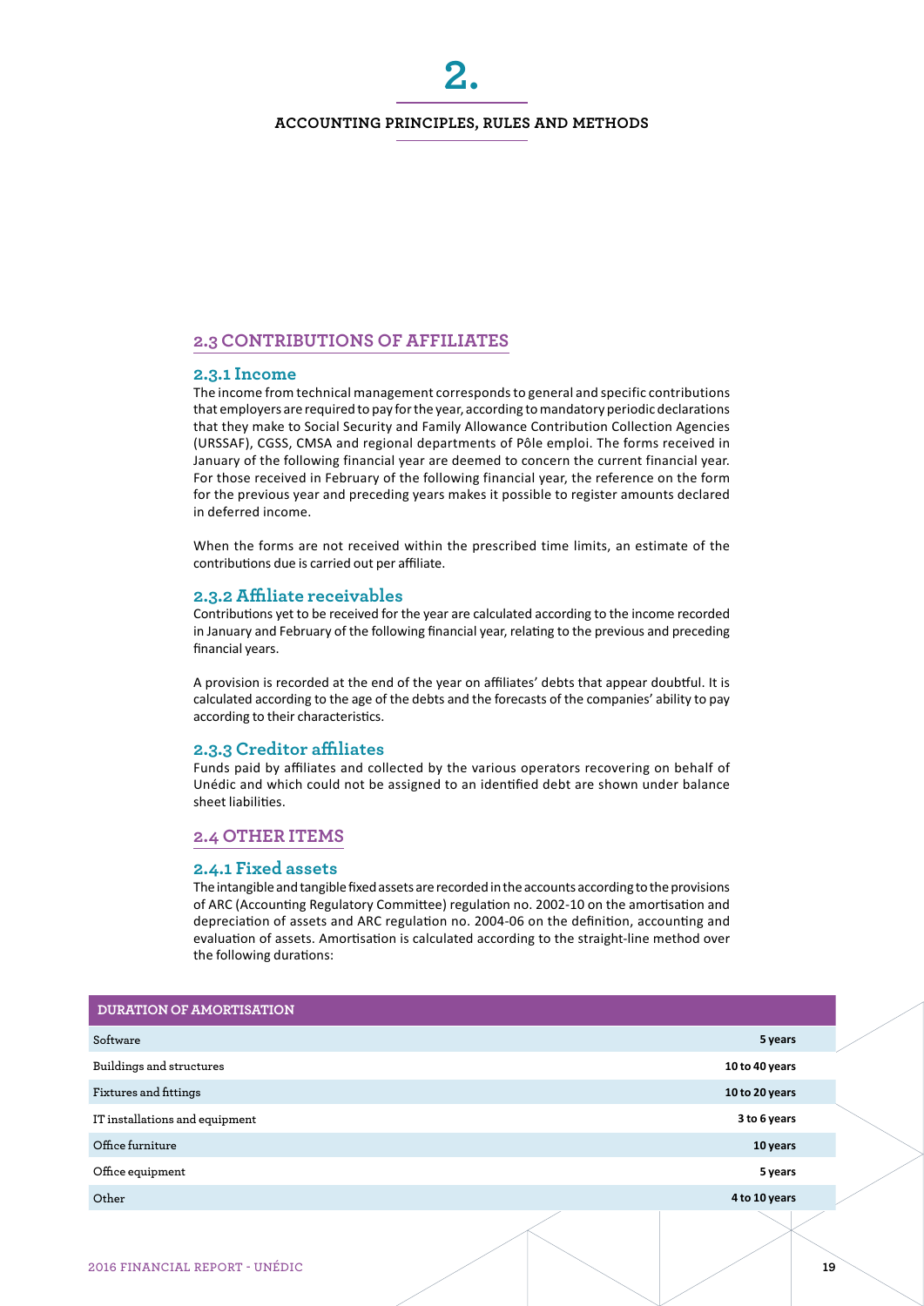# 2.

## ACCOUNTING PRINCIPLES, RULES AND METHODS

## 2.3 CONTRIBUTIONS OF AFFILIATES

### 2.3.1 Income

The income from technical management corresponds to general and specific contributions that employers are required to pay for the year, according to mandatory periodic declarations that they make to Social Security and Family Allowance Contribution Collection Agencies (URSSAF), CGSS, CMSA and regional departments of Pôle emploi. The forms received in January of the following financial year are deemed to concern the current financial year. For those received in February of the following financial year, the reference on the form for the previous year and preceding years makes it possible to register amounts declared in deferred income.

When the forms are not received within the prescribed time limits, an estimate of the contributions due is carried out per affiliate.

### 2.3.2 Affiliate receivables

Contributions yet to be received for the year are calculated according to the income recorded in January and February of the following financial year, relating to the previous and preceding financial years.

A provision is recorded at the end of the year on affiliates' debts that appear doubtful. It is calculated according to the age of the debts and the forecasts of the companies' ability to pay according to their characteristics.

### 2.3.3 Creditor affiliates

Funds paid by affiliates and collected by the various operators recovering on behalf of Unédic and which could not be assigned to an identified debt are shown under balance sheet liabilities.

## 2.4 OTHER ITEMS

### 2.4.1 Fixed assets

The intangible and tangible fixed assets are recorded in the accounts according to the provisions of ARC (Accounting Regulatory Committee) regulation no. 2002-10 on the amortisation and depreciation of assets and ARC regulation no. 2004-06 on the definition, accounting and evaluation of assets. Amortisation is calculated according to the straight-line method over the following durations:

| DURATION OF AMORTISATION | |
|---|---|
| Software | **5 years** |
| Buildings and structures | **10 to 40 years** |
| Fixtures and fittings | **10 to 20 years** |
| IT installations and equipment | **3 to 6 years** |
| Office furniture | **10 years** |
| Office equipment | **5 years** |
| Other | **4 to 10 years** |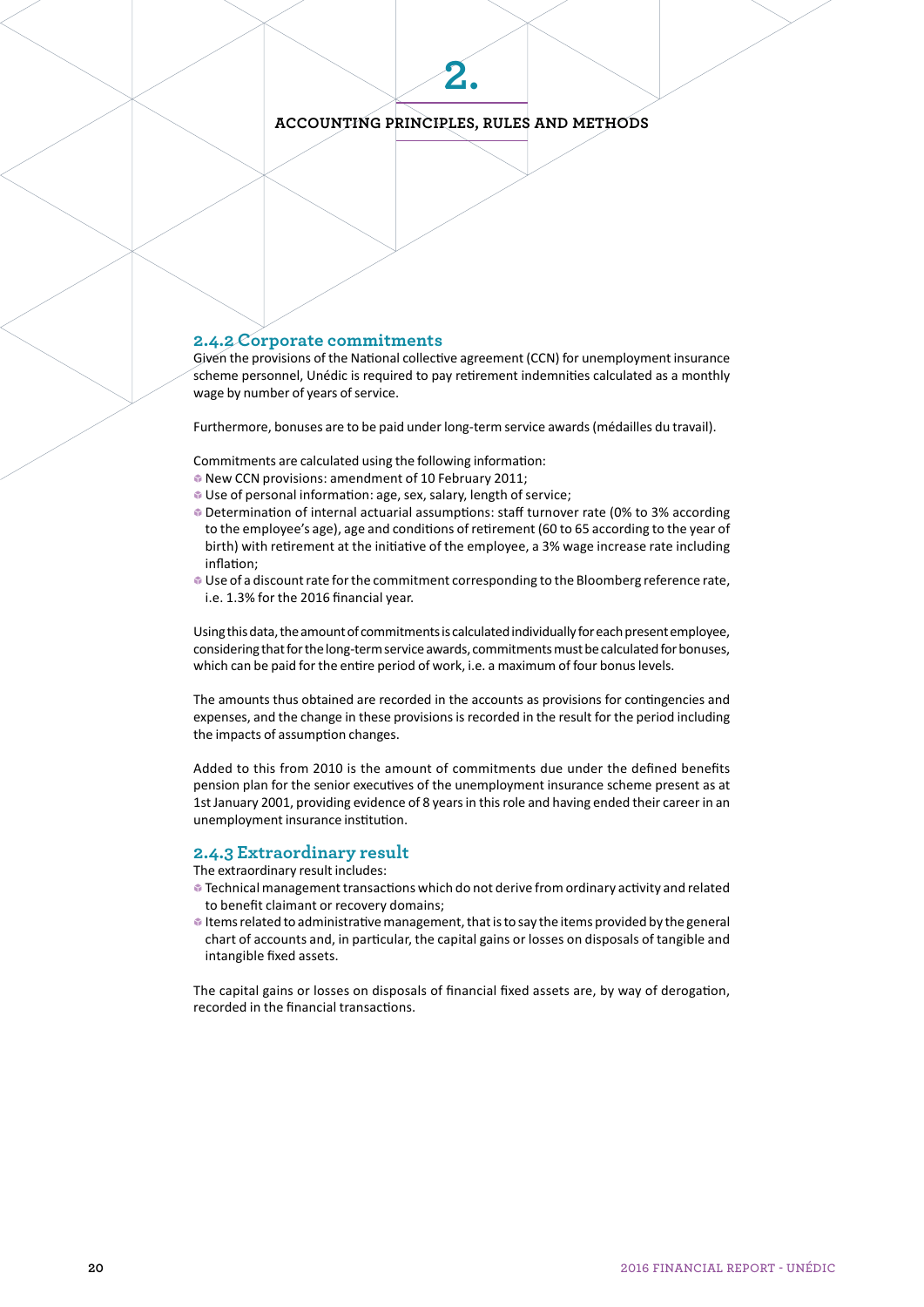# 2.

## ACCOUNTING PRINCIPLES, RULES AND METHODS

### 2.4.2 Corporate commitments

Given the provisions of the National collective agreement (CCN) for unemployment insurance scheme personnel, Unédic is required to pay retirement indemnities calculated as a monthly wage by number of years of service.

Furthermore, bonuses are to be paid under long-term service awards (médailles du travail).

Commitments are calculated using the following information:

- New CCN provisions: amendment of 10 February 2011;
- Use of personal information: age, sex, salary, length of service;
- Determination of internal actuarial assumptions: staff turnover rate (0% to 3% according to the employee's age), age and conditions of retirement (60 to 65 according to the year of birth) with retirement at the initiative of the employee, a 3% wage increase rate including inflation;
- Use of a discount rate for the commitment corresponding to the Bloomberg reference rate, i.e. 1.3% for the 2016 financial year.

Using this data, the amount of commitments is calculated individually for each present employee, considering that for the long-term service awards, commitments must be calculated for bonuses, which can be paid for the entire period of work, i.e. a maximum of four bonus levels.

The amounts thus obtained are recorded in the accounts as provisions for contingencies and expenses, and the change in these provisions is recorded in the result for the period including the impacts of assumption changes.

Added to this from 2010 is the amount of commitments due under the defined benefits pension plan for the senior executives of the unemployment insurance scheme present as at 1st January 2001, providing evidence of 8 years in this role and having ended their career in an unemployment insurance institution.

### 2.4.3 Extraordinary result

The extraordinary result includes:

- Technical management transactions which do not derive from ordinary activity and related to benefit claimant or recovery domains;
- Items related to administrative management, that is to say the items provided by the general chart of accounts and, in particular, the capital gains or losses on disposals of tangible and intangible fixed assets.

The capital gains or losses on disposals of financial fixed assets are, by way of derogation, recorded in the financial transactions.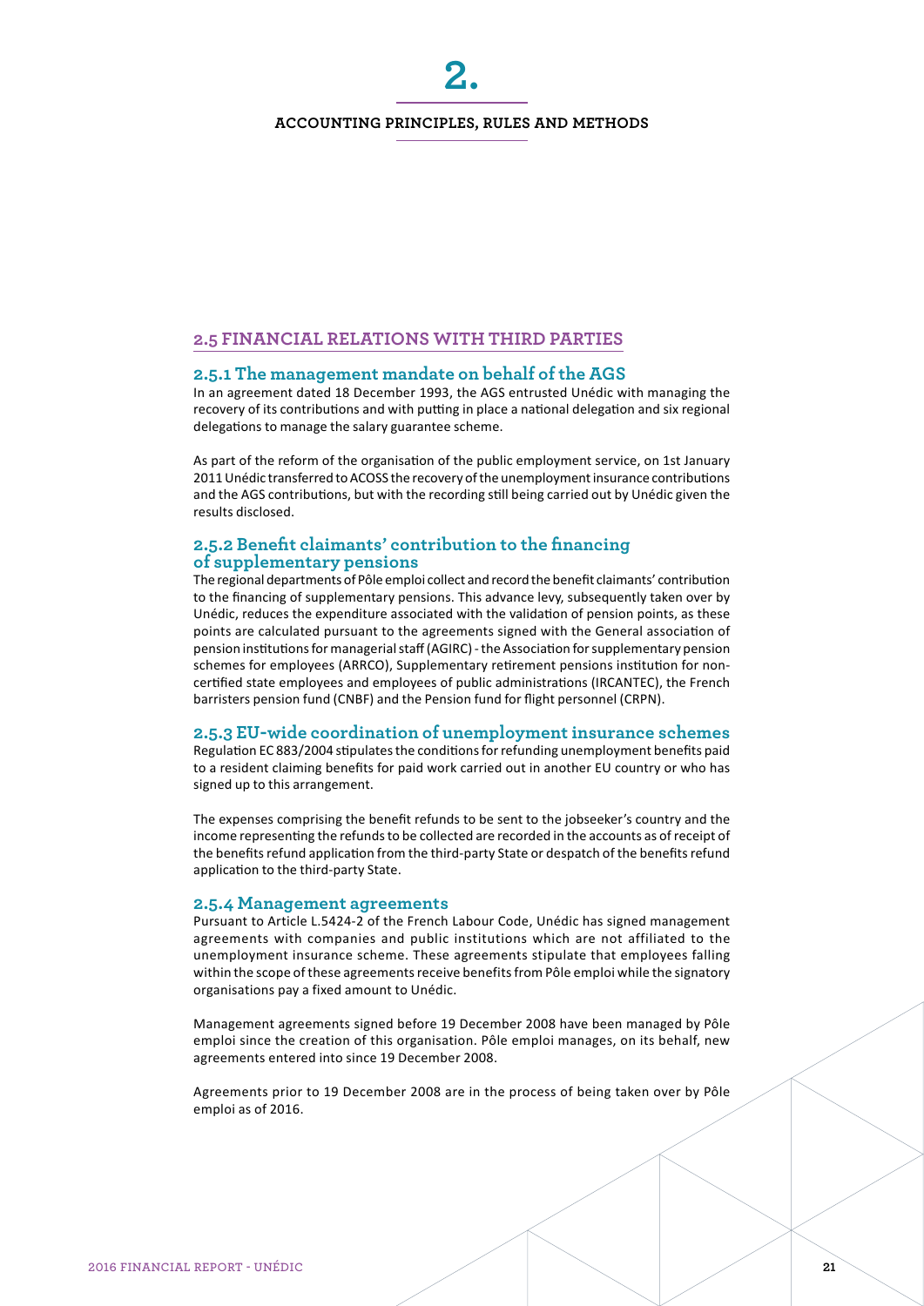# 2.

**ACCOUNTING PRINCIPLES, RULES AND METHODS**

## 2.5 FINANCIAL RELATIONS WITH THIRD PARTIES

### 2.5.1 The management mandate on behalf of the AGS

In an agreement dated 18 December 1993, the AGS entrusted Unédic with managing the recovery of its contributions and with putting in place a national delegation and six regional delegations to manage the salary guarantee scheme.

As part of the reform of the organisation of the public employment service, on 1st January 2011 Unédic transferred to ACOSS the recovery of the unemployment insurance contributions and the AGS contributions, but with the recording still being carried out by Unédic given the results disclosed.

### 2.5.2 Benefit claimants' contribution to the financing of supplementary pensions

The regional departments of Pôle emploi collect and record the benefit claimants' contribution to the financing of supplementary pensions. This advance levy, subsequently taken over by Unédic, reduces the expenditure associated with the validation of pension points, as these points are calculated pursuant to the agreements signed with the General association of pension institutions for managerial staff (AGIRC) - the Association for supplementary pension schemes for employees (ARRCO), Supplementary retirement pensions institution for non-certified state employees and employees of public administrations (IRCANTEC), the French barristers pension fund (CNBF) and the Pension fund for flight personnel (CRPN).

### 2.5.3 EU-wide coordination of unemployment insurance schemes

Regulation EC 883/2004 stipulates the conditions for refunding unemployment benefits paid to a resident claiming benefits for paid work carried out in another EU country or who has signed up to this arrangement.

The expenses comprising the benefit refunds to be sent to the jobseeker's country and the income representing the refunds to be collected are recorded in the accounts as of receipt of the benefits refund application from the third-party State or despatch of the benefits refund application to the third-party State.

### 2.5.4 Management agreements

Pursuant to Article L.5424-2 of the French Labour Code, Unédic has signed management agreements with companies and public institutions which are not affiliated to the unemployment insurance scheme. These agreements stipulate that employees falling within the scope of these agreements receive benefits from Pôle emploi while the signatory organisations pay a fixed amount to Unédic.

Management agreements signed before 19 December 2008 have been managed by Pôle emploi since the creation of this organisation. Pôle emploi manages, on its behalf, new agreements entered into since 19 December 2008.

Agreements prior to 19 December 2008 are in the process of being taken over by Pôle emploi as of 2016.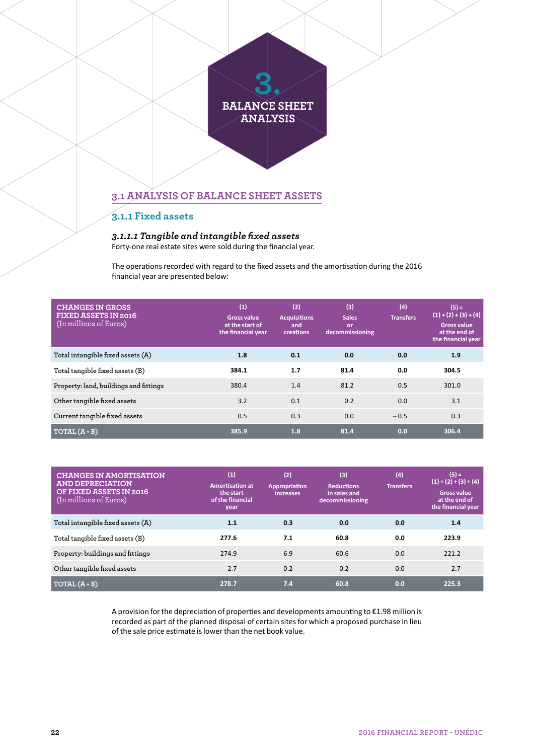# 3. BALANCE SHEET ANALYSIS

## 3.1 ANALYSIS OF BALANCE SHEET ASSETS

### 3.1.1 Fixed assets

#### *3.1.1.1 Tangible and intangible fixed assets*

Forty-one real estate sites were sold during the financial year.

The operations recorded with regard to the fixed assets and the amortisation during the 2016 financial year are presented below:

| CHANGES IN GROSS FIXED ASSETS IN 2016 (In millions of Euros) | (1) Gross value at the start of the financial year | (2) Acquisitions and creations | (3) Sales or decommissioning | (4) Transfers | (5) = (1) + (2) + (3) + (4) Gross value at the end of the financial year |
|---|---|---|---|---|---|
| Total intangible fixed assets (A) | **1.8** | **0.1** | **0.0** | **0.0** | **1.9** |
| Total tangible fixed assets (B) | **384.1** | **1.7** | **81.4** | **0.0** | **304.5** |
| Property: land, buildings and fittings | 380.4 | 1.4 | 81.2 | 0.5 | 301.0 |
| Other tangible fixed assets | 3.2 | 0.1 | 0.2 | 0.0 | 3.1 |
| Current tangible fixed assets | 0.5 | 0.3 | 0.0 | − 0.5 | 0.3 |
| **TOTAL (A + B)** | **385.9** | **1.8** | **81.4** | **0.0** | **306.4** |

| CHANGES IN AMORTISATION AND DEPRECIATION OF FIXED ASSETS IN 2016 (In millions of Euros) | (1) Amortisation at the start of the financial year | (2) Appropriation increases | (3) Reductions in sales and decommissioning | (4) Transfers | (5) = (1) + (2) + (3) + (4) Gross value at the end of the financial year |
|---|---|---|---|---|---|
| Total intangible fixed assets (A) | **1.1** | **0.3** | **0.0** | **0.0** | **1.4** |
| Total tangible fixed assets (B) | **277.6** | **7.1** | **60.8** | **0.0** | **223.9** |
| Property: buildings and fittings | 274.9 | 6.9 | 60.6 | 0.0 | 221.2 |
| Other tangible fixed assets | 2.7 | 0.2 | 0.2 | 0.0 | 2.7 |
| **TOTAL (A + B)** | **278.7** | **7.4** | **60.8** | **0.0** | **225.3** |

A provision for the depreciation of properties and developments amounting to €1.98 million is recorded as part of the planned disposal of certain sites for which a proposed purchase in lieu of the sale price estimate is lower than the net book value.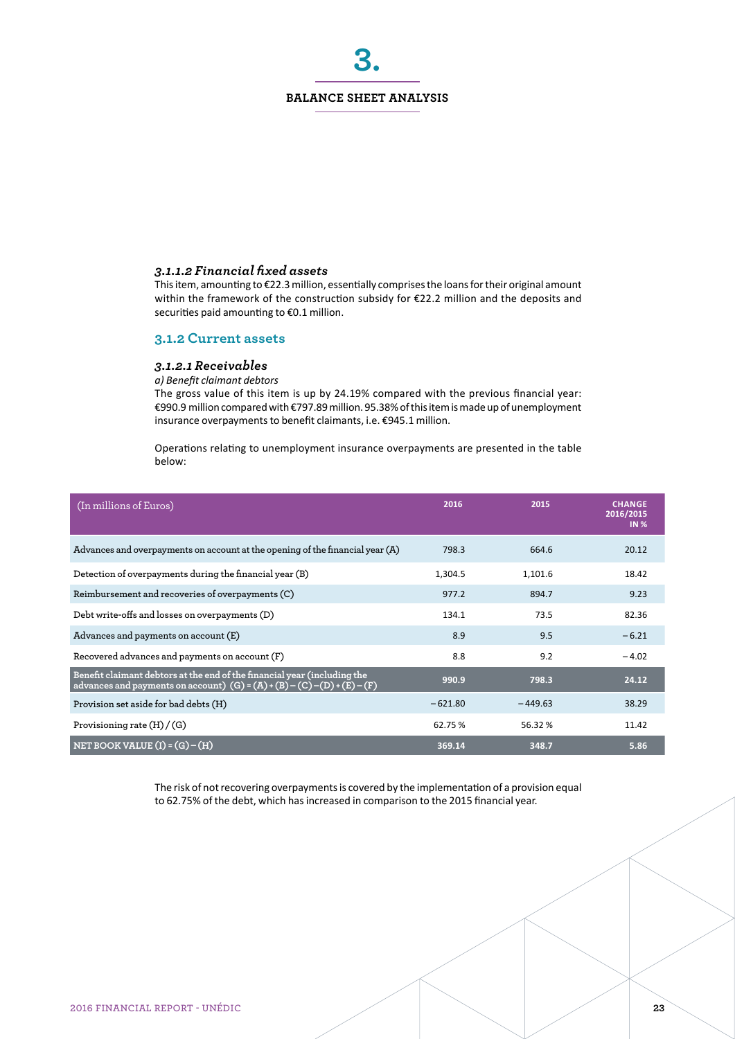# 3.

## BALANCE SHEET ANALYSIS

#### *3.1.1.2 Financial fixed assets*

This item, amounting to €22.3 million, essentially comprises the loans for their original amount within the framework of the construction subsidy for €22.2 million and the deposits and securities paid amounting to €0.1 million.

### 3.1.2 Current assets

#### *3.1.2.1 Receivables*

*a) Benefit claimant debtors*

The gross value of this item is up by 24.19% compared with the previous financial year: €990.9 million compared with €797.89 million. 95.38% of this item is made up of unemployment insurance overpayments to benefit claimants, i.e. €945.1 million.

Operations relating to unemployment insurance overpayments are presented in the table below:

| (In millions of Euros) | 2016 | 2015 | CHANGE 2016/2015 IN % |
|---|---|---|---|
| Advances and overpayments on account at the opening of the financial year (A) | 798.3 | 664.6 | 20.12 |
| Detection of overpayments during the financial year (B) | 1,304.5 | 1,101.6 | 18.42 |
| Reimbursement and recoveries of overpayments (C) | 977.2 | 894.7 | 9.23 |
| Debt write-offs and losses on overpayments (D) | 134.1 | 73.5 | 82.36 |
| Advances and payments on account (E) | 8.9 | 9.5 | − 6.21 |
| Recovered advances and payments on account (F) | 8.8 | 9.2 | − 4.02 |
| **Benefit claimant debtors at the end of the financial year (including the advances and payments on account) (G) = (A) + (B) − (C) − (D) + (E) − (F)** | **990.9** | **798.3** | **24.12** |
| Provision set aside for bad debts (H) | − 621.80 | − 449.63 | 38.29 |
| Provisioning rate (H) / (G) | 62.75 % | 56.32 % | 11.42 |
| **NET BOOK VALUE (I) = (G) − (H)** | **369.14** | **348.7** | **5.86** |

The risk of not recovering overpayments is covered by the implementation of a provision equal to 62.75% of the debt, which has increased in comparison to the 2015 financial year.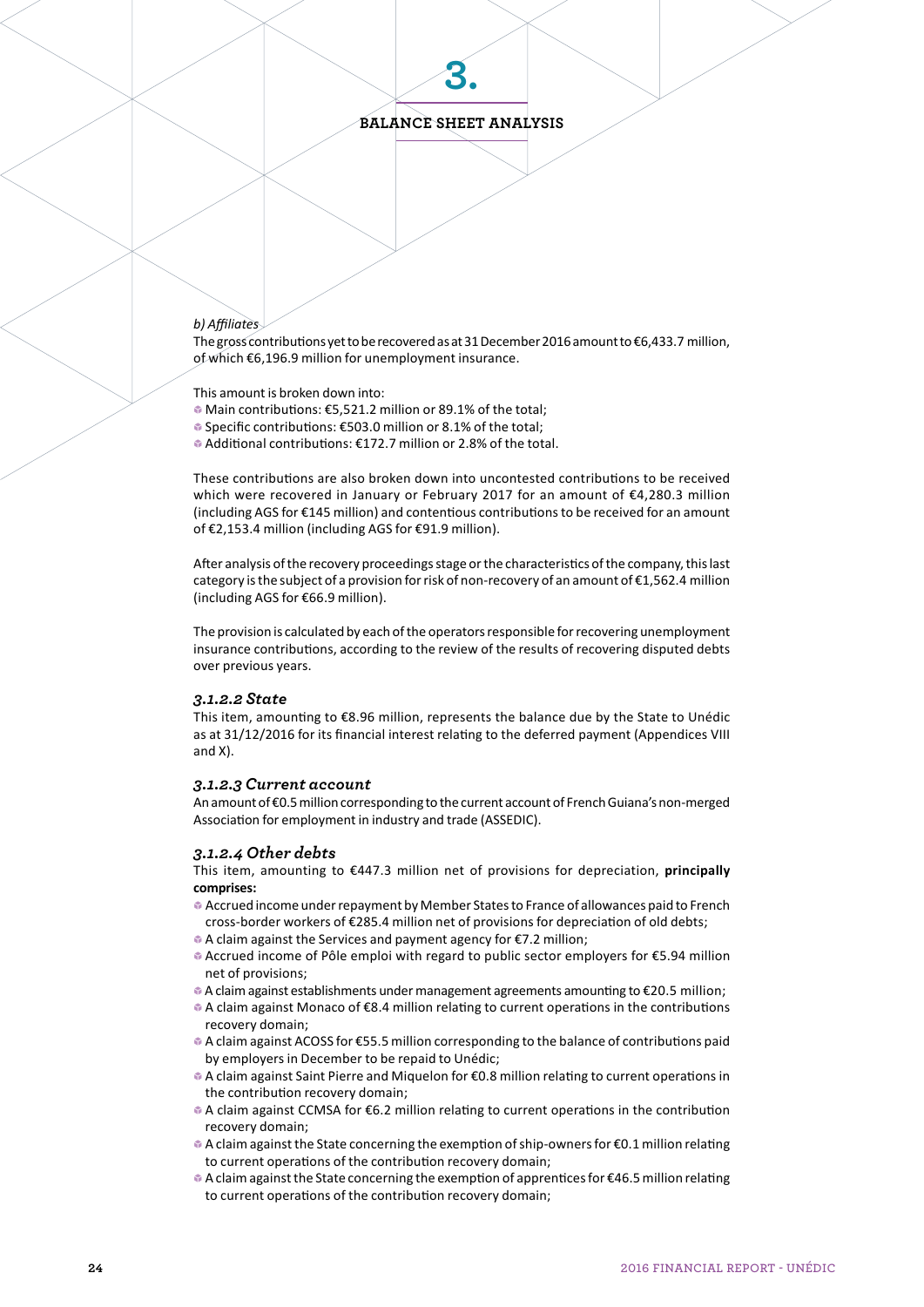# 3.

## BALANCE SHEET ANALYSIS

*b) Affiliates*

The gross contributions yet to be recovered as at 31 December 2016 amount to €6,433.7 million, of which €6,196.9 million for unemployment insurance.

This amount is broken down into:

- Main contributions: €5,521.2 million or 89.1% of the total;
- Specific contributions: €503.0 million or 8.1% of the total;
- Additional contributions: €172.7 million or 2.8% of the total.

These contributions are also broken down into uncontested contributions to be received which were recovered in January or February 2017 for an amount of €4,280.3 million (including AGS for €145 million) and contentious contributions to be received for an amount of €2,153.4 million (including AGS for €91.9 million).

After analysis of the recovery proceedings stage or the characteristics of the company, this last category is the subject of a provision for risk of non-recovery of an amount of €1,562.4 million (including AGS for €66.9 million).

The provision is calculated by each of the operators responsible for recovering unemployment insurance contributions, according to the review of the results of recovering disputed debts over previous years.

### *3.1.2.2 State*

This item, amounting to €8.96 million, represents the balance due by the State to Unédic as at 31/12/2016 for its financial interest relating to the deferred payment (Appendices VIII and X).

### *3.1.2.3 Current account*

An amount of €0.5 million corresponding to the current account of French Guiana's non-merged Association for employment in industry and trade (ASSEDIC).

### *3.1.2.4 Other debts*

This item, amounting to €447.3 million net of provisions for depreciation, **principally comprises:**

- Accrued income under repayment by Member States to France of allowances paid to French cross-border workers of €285.4 million net of provisions for depreciation of old debts;
- A claim against the Services and payment agency for €7.2 million;
- Accrued income of Pôle emploi with regard to public sector employers for €5.94 million net of provisions;
- A claim against establishments under management agreements amounting to €20.5 million;
- A claim against Monaco of €8.4 million relating to current operations in the contributions recovery domain;
- A claim against ACOSS for €55.5 million corresponding to the balance of contributions paid by employers in December to be repaid to Unédic;
- A claim against Saint Pierre and Miquelon for €0.8 million relating to current operations in the contribution recovery domain;
- A claim against CCMSA for €6.2 million relating to current operations in the contribution recovery domain;
- A claim against the State concerning the exemption of ship-owners for €0.1 million relating to current operations of the contribution recovery domain;
- A claim against the State concerning the exemption of apprentices for €46.5 million relating to current operations of the contribution recovery domain;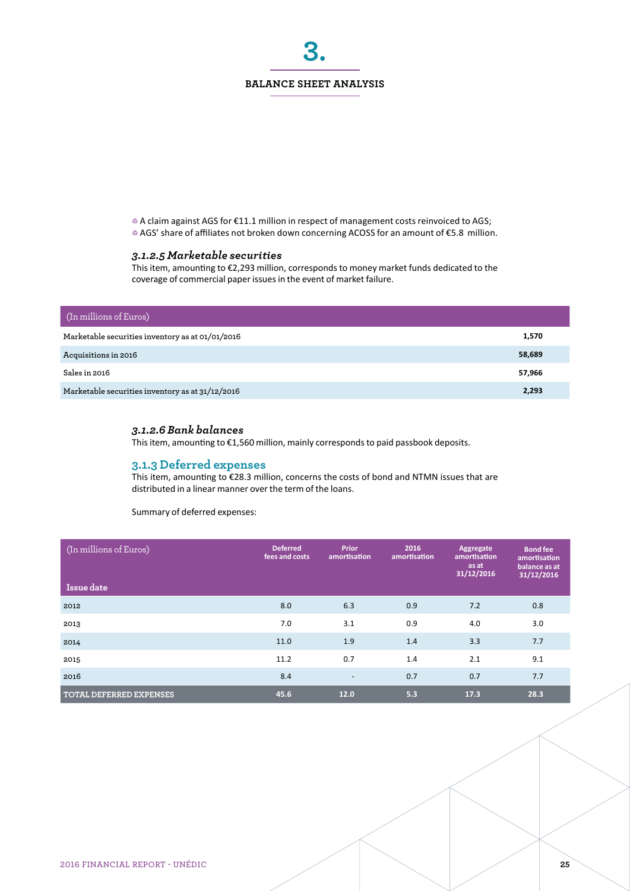# 3.

## BALANCE SHEET ANALYSIS

- A claim against AGS for €11.1 million in respect of management costs reinvoiced to AGS;
- AGS' share of affiliates not broken down concerning ACOSS for an amount of €5.8 million.

#### *3.1.2.5 Marketable securities*

This item, amounting to €2,293 million, corresponds to money market funds dedicated to the coverage of commercial paper issues in the event of market failure.

| (In millions of Euros) | |
|---|---|
| Marketable securities inventory as at 01/01/2016 | **1,570** |
| Acquisitions in 2016 | **58,689** |
| Sales in 2016 | **57,966** |
| Marketable securities inventory as at 31/12/2016 | **2,293** |

#### *3.1.2.6 Bank balances*

This item, amounting to €1,560 million, mainly corresponds to paid passbook deposits.

### 3.1.3 Deferred expenses

This item, amounting to €28.3 million, concerns the costs of bond and NTMN issues that are distributed in a linear manner over the term of the loans.

Summary of deferred expenses:

| (In millions of Euros) Issue date | Deferred fees and costs | Prior amortisation | 2016 amortisation | Aggregate amortisation as at 31/12/2016 | Bond fee amortisation balance as at 31/12/2016 |
|---|---|---|---|---|---|
| 2012 | 8.0 | 6.3 | 0.9 | 7.2 | 0.8 |
| 2013 | 7.0 | 3.1 | 0.9 | 4.0 | 3.0 |
| 2014 | 11.0 | 1.9 | 1.4 | 3.3 | 7.7 |
| 2015 | 11.2 | 0.7 | 1.4 | 2.1 | 9.1 |
| 2016 | 8.4 | - | 0.7 | 0.7 | 7.7 |
| **TOTAL DEFERRED EXPENSES** | **45.6** | **12.0** | **5.3** | **17.3** | **28.3** |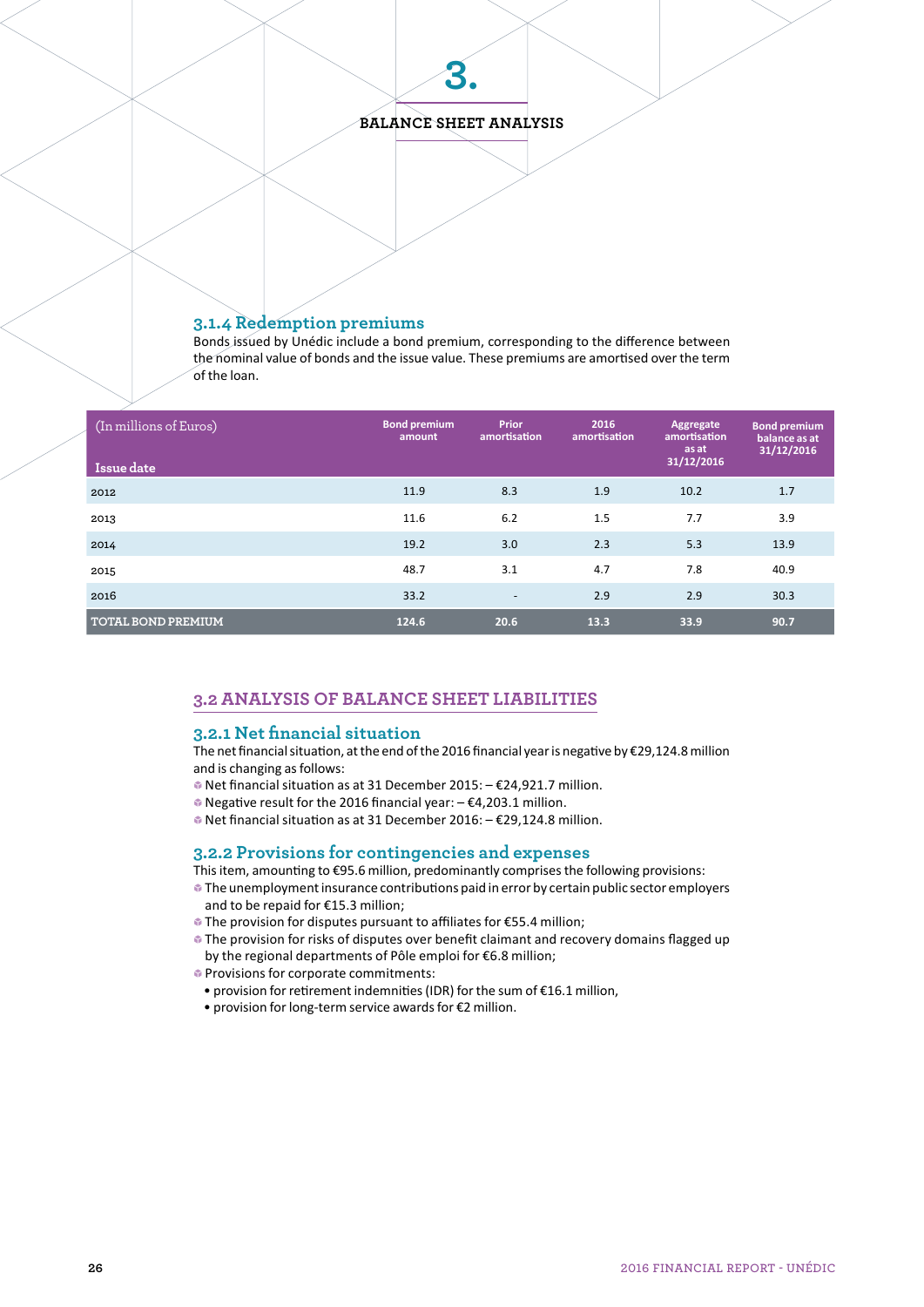# 3.

**BALANCE SHEET ANALYSIS**

### 3.1.4 Redemption premiums

Bonds issued by Unédic include a bond premium, corresponding to the difference between the nominal value of bonds and the issue value. These premiums are amortised over the term of the loan.

| (In millions of Euros) Issue date | Bond premium amount | Prior amortisation | 2016 amortisation | Aggregate amortisation as at 31/12/2016 | Bond premium balance as at 31/12/2016 |
|---|---|---|---|---|---|
| 2012 | 11.9 | 8.3 | 1.9 | 10.2 | 1.7 |
| 2013 | 11.6 | 6.2 | 1.5 | 7.7 | 3.9 |
| 2014 | 19.2 | 3.0 | 2.3 | 5.3 | 13.9 |
| 2015 | 48.7 | 3.1 | 4.7 | 7.8 | 40.9 |
| 2016 | 33.2 | - | 2.9 | 2.9 | 30.3 |
| **TOTAL BOND PREMIUM** | **124.6** | **20.6** | **13.3** | **33.9** | **90.7** |

## 3.2 ANALYSIS OF BALANCE SHEET LIABILITIES

### 3.2.1 Net financial situation

The net financial situation, at the end of the 2016 financial year is negative by €29,124.8 million and is changing as follows:

- Net financial situation as at 31 December 2015: – €24,921.7 million.
- Negative result for the 2016 financial year: – €4,203.1 million.
- Net financial situation as at 31 December 2016: – €29,124.8 million.

### 3.2.2 Provisions for contingencies and expenses

This item, amounting to €95.6 million, predominantly comprises the following provisions:

- The unemployment insurance contributions paid in error by certain public sector employers and to be repaid for €15.3 million;
- The provision for disputes pursuant to affiliates for €55.4 million;
- The provision for risks of disputes over benefit claimant and recovery domains flagged up by the regional departments of Pôle emploi for €6.8 million;
- Provisions for corporate commitments:
  - provision for retirement indemnities (IDR) for the sum of €16.1 million,
  - provision for long-term service awards for €2 million.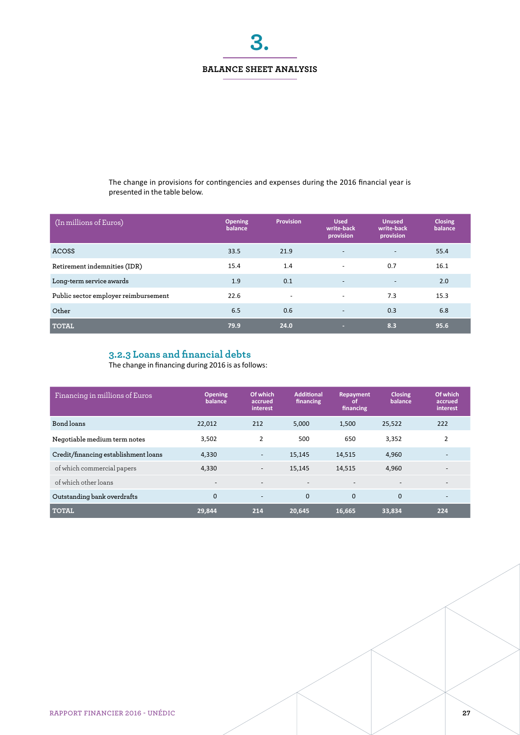# 3.

## BALANCE SHEET ANALYSIS

The change in provisions for contingencies and expenses during the 2016 financial year is presented in the table below.

| (In millions of Euros) | Opening balance | Provision | Used write-back provision | Unused write-back provision | Closing balance |
|---|---|---|---|---|---|
| ACOSS | 33.5 | 21.9 | - | - | 55.4 |
| Retirement indemnities (IDR) | 15.4 | 1.4 | - | 0.7 | 16.1 |
| Long-term service awards | 1.9 | 0.1 | - | - | 2.0 |
| Public sector employer reimbursement | 22.6 | - | - | 7.3 | 15.3 |
| Other | 6.5 | 0.6 | - | 0.3 | 6.8 |
| **TOTAL** | **79.9** | **24.0** | **-** | **8.3** | **95.6** |

### 3.2.3 Loans and financial debts

The change in financing during 2016 is as follows:

| Financing in millions of Euros | Opening balance | Of which accrued interest | Additional financing | Repayment of financing | Closing balance | Of which accrued interest |
|---|---|---|---|---|---|---|
| Bond loans | 22,012 | 212 | 5,000 | 1,500 | 25,522 | 222 |
| Negotiable medium term notes | 3,502 | 2 | 500 | 650 | 3,352 | 2 |
| Credit/financing establishment loans | 4,330 | - | 15,145 | 14,515 | 4,960 | - |
| of which commercial papers | 4,330 | - | 15,145 | 14,515 | 4,960 | - |
| of which other loans | - | - | - | - | - | - |
| Outstanding bank overdrafts | 0 | - | 0 | 0 | 0 | - |
| **TOTAL** | **29,844** | **214** | **20,645** | **16,665** | **33,834** | **224** |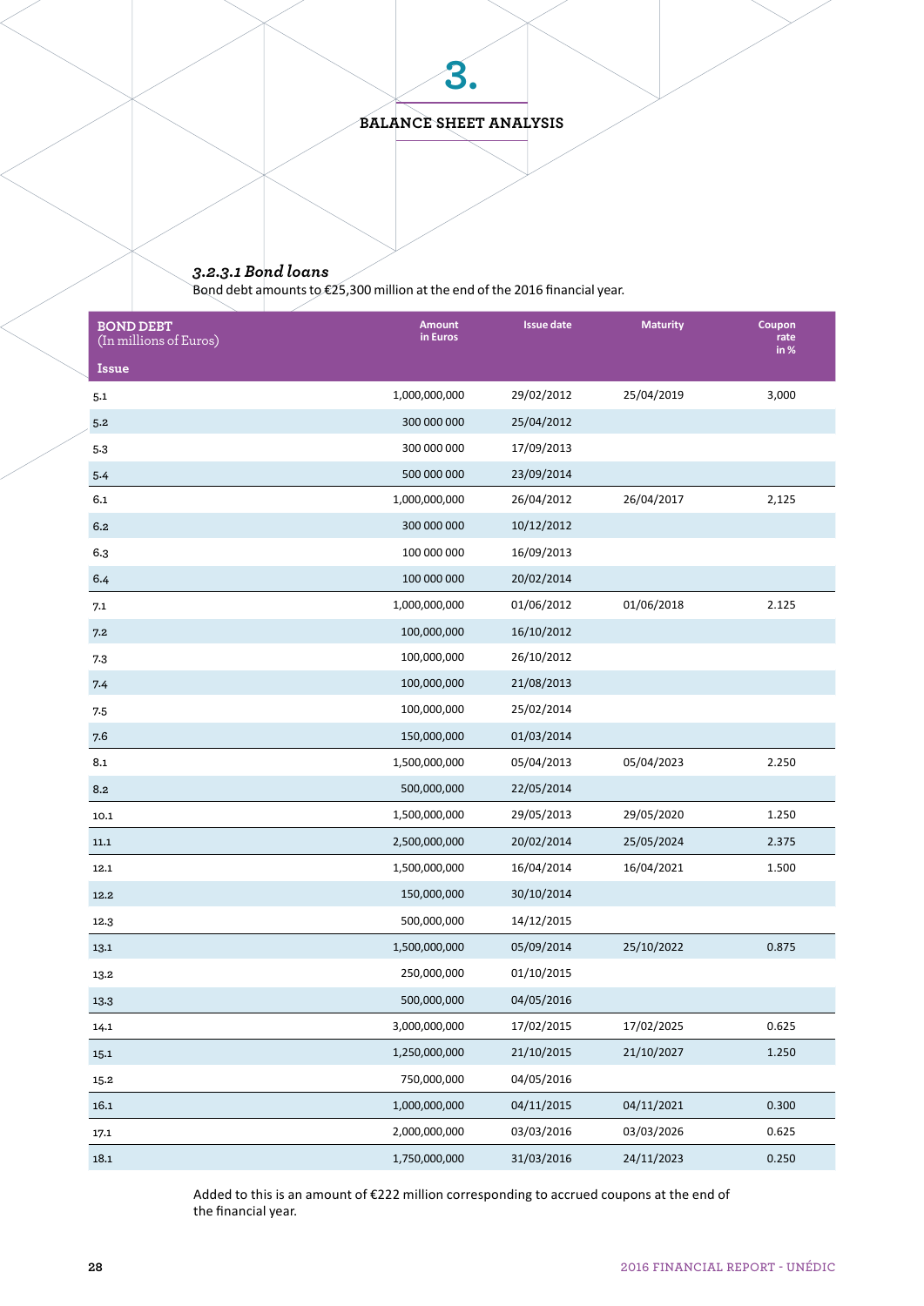# 3.

## BALANCE SHEET ANALYSIS

### *3.2.3.1 Bond loans*

Bond debt amounts to €25,300 million at the end of the 2016 financial year.

| BOND DEBT (In millions of Euros) Issue | Amount in Euros | Issue date | Maturity | Coupon rate in % |
|---|---|---|---|---|
| 5.1 | 1,000,000,000 | 29/02/2012 | 25/04/2019 | 3,000 |
| 5.2 | 300 000 000 | 25/04/2012 | | |
| 5.3 | 300 000 000 | 17/09/2013 | | |
| 5.4 | 500 000 000 | 23/09/2014 | | |
| 6.1 | 1,000,000,000 | 26/04/2012 | 26/04/2017 | 2,125 |
| 6.2 | 300 000 000 | 10/12/2012 | | |
| 6.3 | 100 000 000 | 16/09/2013 | | |
| 6.4 | 100 000 000 | 20/02/2014 | | |
| 7.1 | 1,000,000,000 | 01/06/2012 | 01/06/2018 | 2.125 |
| 7.2 | 100,000,000 | 16/10/2012 | | |
| 7.3 | 100,000,000 | 26/10/2012 | | |
| 7.4 | 100,000,000 | 21/08/2013 | | |
| 7.5 | 100,000,000 | 25/02/2014 | | |
| 7.6 | 150,000,000 | 01/03/2014 | | |
| 8.1 | 1,500,000,000 | 05/04/2013 | 05/04/2023 | 2.250 |
| 8.2 | 500,000,000 | 22/05/2014 | | |
| 10.1 | 1,500,000,000 | 29/05/2013 | 29/05/2020 | 1.250 |
| 11.1 | 2,500,000,000 | 20/02/2014 | 25/05/2024 | 2.375 |
| 12.1 | 1,500,000,000 | 16/04/2014 | 16/04/2021 | 1.500 |
| 12.2 | 150,000,000 | 30/10/2014 | | |
| 12.3 | 500,000,000 | 14/12/2015 | | |
| 13.1 | 1,500,000,000 | 05/09/2014 | 25/10/2022 | 0.875 |
| 13.2 | 250,000,000 | 01/10/2015 | | |
| 13.3 | 500,000,000 | 04/05/2016 | | |
| 14.1 | 3,000,000,000 | 17/02/2015 | 17/02/2025 | 0.625 |
| 15.1 | 1,250,000,000 | 21/10/2015 | 21/10/2027 | 1.250 |
| 15.2 | 750,000,000 | 04/05/2016 | | |
| 16.1 | 1,000,000,000 | 04/11/2015 | 04/11/2021 | 0.300 |
| 17.1 | 2,000,000,000 | 03/03/2016 | 03/03/2026 | 0.625 |
| 18.1 | 1,750,000,000 | 31/03/2016 | 24/11/2023 | 0.250 |

Added to this is an amount of €222 million corresponding to accrued coupons at the end of the financial year.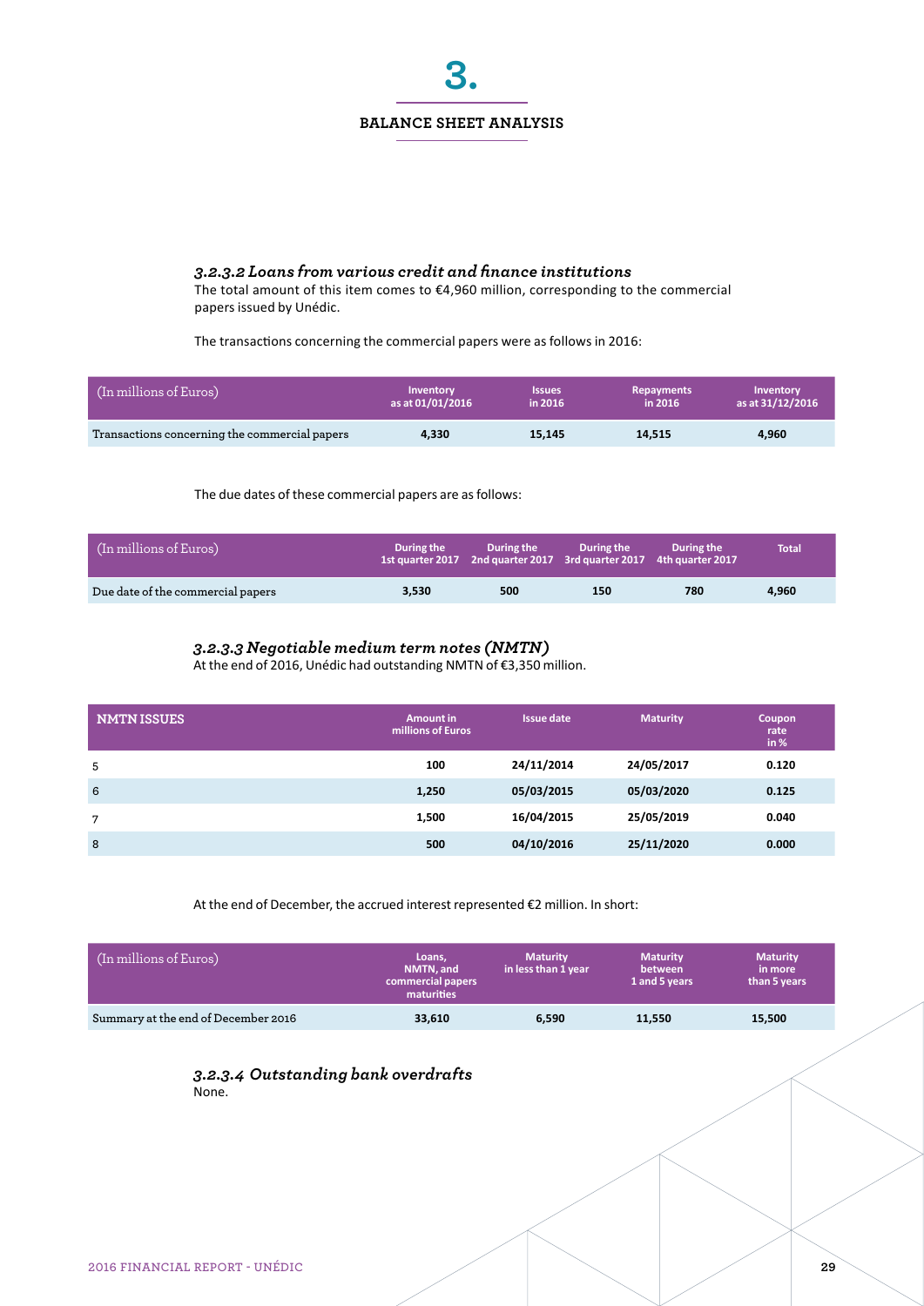# 3.

## BALANCE SHEET ANALYSIS

### *3.2.3.2 Loans from various credit and finance institutions*

The total amount of this item comes to €4,960 million, corresponding to the commercial papers issued by Unédic.

The transactions concerning the commercial papers were as follows in 2016:

| (In millions of Euros) | Inventory as at 01/01/2016 | Issues in 2016 | Repayments in 2016 | Inventory as at 31/12/2016 |
|---|---|---|---|---|
| Transactions concerning the commercial papers | 4,330 | 15,145 | 14,515 | 4,960 |

The due dates of these commercial papers are as follows:

| (In millions of Euros) | During the 1st quarter 2017 | During the 2nd quarter 2017 | During the 3rd quarter 2017 | During the 4th quarter 2017 | Total |
|---|---|---|---|---|---|
| Due date of the commercial papers | 3,530 | 500 | 150 | 780 | 4,960 |

### *3.2.3.3 Negotiable medium term notes (NMTN)*

At the end of 2016, Unédic had outstanding NMTN of €3,350 million.

| NMTN ISSUES | Amount in millions of Euros | Issue date | Maturity | Coupon rate in % |
|---|---|---|---|---|
| 5 | 100 | 24/11/2014 | 24/05/2017 | 0.120 |
| 6 | 1,250 | 05/03/2015 | 05/03/2020 | 0.125 |
| 7 | 1,500 | 16/04/2015 | 25/05/2019 | 0.040 |
| 8 | 500 | 04/10/2016 | 25/11/2020 | 0.000 |

At the end of December, the accrued interest represented €2 million. In short:

| (In millions of Euros) | Loans, NMTN, and commercial papers maturities | Maturity in less than 1 year | Maturity between 1 and 5 years | Maturity in more than 5 years |
|---|---|---|---|---|
| Summary at the end of December 2016 | 33,610 | 6,590 | 11,550 | 15,500 |

### *3.2.3.4 Outstanding bank overdrafts*

None.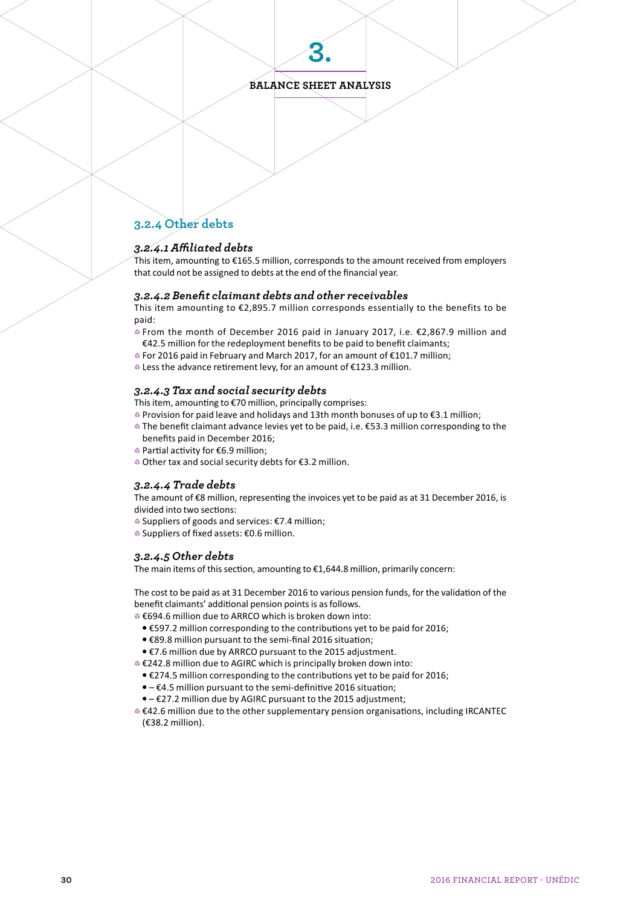# 3.

## BALANCE SHEET ANALYSIS

### 3.2.4 Other debts

#### *3.2.4.1 Affiliated debts*

This item, amounting to €165.5 million, corresponds to the amount received from employers that could not be assigned to debts at the end of the financial year.

#### *3.2.4.2 Benefit claimant debts and other receivables*

This item amounting to €2,895.7 million corresponds essentially to the benefits to be paid:

- From the month of December 2016 paid in January 2017, i.e. €2,867.9 million and €42.5 million for the redeployment benefits to be paid to benefit claimants;
- For 2016 paid in February and March 2017, for an amount of €101.7 million;
- Less the advance retirement levy, for an amount of €123.3 million.

#### *3.2.4.3 Tax and social security debts*

This item, amounting to €70 million, principally comprises:

- Provision for paid leave and holidays and 13th month bonuses of up to €3.1 million;
- The benefit claimant advance levies yet to be paid, i.e. €53.3 million corresponding to the benefits paid in December 2016;
- Partial activity for €6.9 million;
- Other tax and social security debts for €3.2 million.

#### *3.2.4.4 Trade debts*

The amount of €8 million, representing the invoices yet to be paid as at 31 December 2016, is divided into two sections:

- Suppliers of goods and services: €7.4 million;
- Suppliers of fixed assets: €0.6 million.

#### *3.2.4.5 Other debts*

The main items of this section, amounting to €1,644.8 million, primarily concern:

The cost to be paid as at 31 December 2016 to various pension funds, for the validation of the benefit claimants' additional pension points is as follows.

- €694.6 million due to ARRCO which is broken down into:
  - €597.2 million corresponding to the contributions yet to be paid for 2016;
  - €89.8 million pursuant to the semi-final 2016 situation;
  - €7.6 million due by ARRCO pursuant to the 2015 adjustment.
- €242.8 million due to AGIRC which is principally broken down into:
  - €274.5 million corresponding to the contributions yet to be paid for 2016;
  - – €4.5 million pursuant to the semi-definitive 2016 situation;
  - – €27.2 million due by AGIRC pursuant to the 2015 adjustment;
- €42.6 million due to the other supplementary pension organisations, including IRCANTEC (€38.2 million).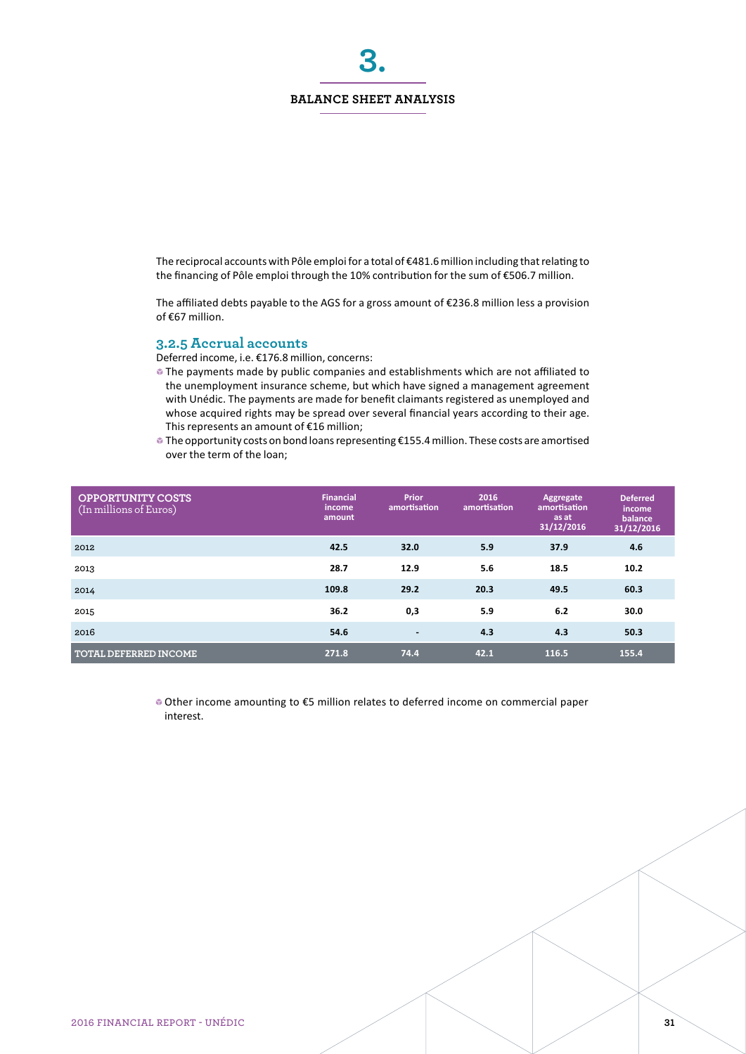# 3.

## BALANCE SHEET ANALYSIS

The reciprocal accounts with Pôle emploi for a total of €481.6 million including that relating to the financing of Pôle emploi through the 10% contribution for the sum of €506.7 million.

The affiliated debts payable to the AGS for a gross amount of €236.8 million less a provision of €67 million.

### 3.2.5 Accrual accounts

Deferred income, i.e. €176.8 million, concerns:

- The payments made by public companies and establishments which are not affiliated to the unemployment insurance scheme, but which have signed a management agreement with Unédic. The payments are made for benefit claimants registered as unemployed and whose acquired rights may be spread over several financial years according to their age. This represents an amount of €16 million;
- The opportunity costs on bond loans representing €155.4 million. These costs are amortised over the term of the loan;

| OPPORTUNITY COSTS (In millions of Euros) | Financial income amount | Prior amortisation | 2016 amortisation | Aggregate amortisation as at 31/12/2016 | Deferred income balance 31/12/2016 |
|---|---|---|---|---|---|
| 2012 | 42.5 | 32.0 | 5.9 | 37.9 | 4.6 |
| 2013 | 28.7 | 12.9 | 5.6 | 18.5 | 10.2 |
| 2014 | 109.8 | 29.2 | 20.3 | 49.5 | 60.3 |
| 2015 | 36.2 | 0,3 | 5.9 | 6.2 | 30.0 |
| 2016 | 54.6 | - | 4.3 | 4.3 | 50.3 |
| TOTAL DEFERRED INCOME | 271.8 | 74.4 | 42.1 | 116.5 | 155.4 |

- Other income amounting to €5 million relates to deferred income on commercial paper interest.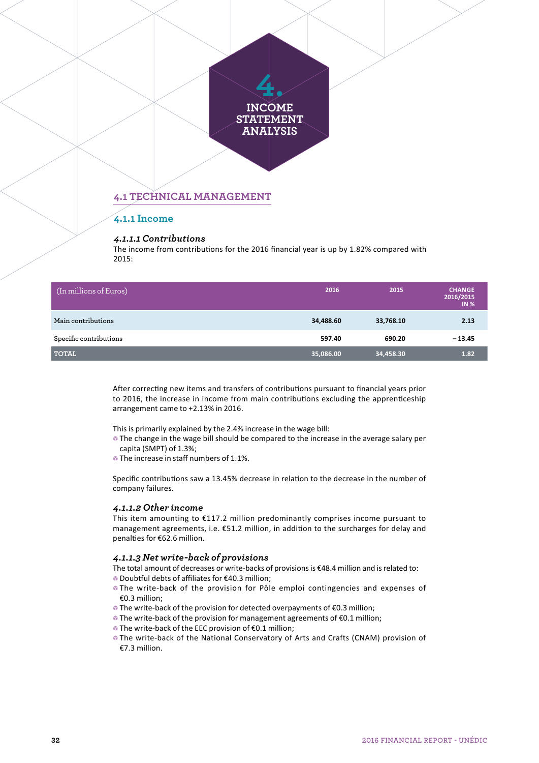# 4. INCOME STATEMENT ANALYSIS

## 4.1 TECHNICAL MANAGEMENT

### 4.1.1 Income

#### *4.1.1.1 Contributions*

The income from contributions for the 2016 financial year is up by 1.82% compared with 2015:

| (In millions of Euros) | 2016 | 2015 | CHANGE 2016/2015 IN % |
|---|---|---|---|
| Main contributions | 34,488.60 | 33,768.10 | 2.13 |
| Specific contributions | 597.40 | 690.20 | – 13.45 |
| TOTAL | 35,086.00 | 34,458.30 | 1.82 |

After correcting new items and transfers of contributions pursuant to financial years prior to 2016, the increase in income from main contributions excluding the apprenticeship arrangement came to +2.13% in 2016.

This is primarily explained by the 2.4% increase in the wage bill:

- The change in the wage bill should be compared to the increase in the average salary per capita (SMPT) of 1.3%;
- The increase in staff numbers of 1.1%.

Specific contributions saw a 13.45% decrease in relation to the decrease in the number of company failures.

#### *4.1.1.2 Other income*

This item amounting to €117.2 million predominantly comprises income pursuant to management agreements, i.e. €51.2 million, in addition to the surcharges for delay and penalties for €62.6 million.

#### *4.1.1.3 Net write-back of provisions*

The total amount of decreases or write-backs of provisions is €48.4 million and is related to:

- Doubtful debts of affiliates for €40.3 million;
- The write-back of the provision for Pôle emploi contingencies and expenses of €0.3 million;
- The write-back of the provision for detected overpayments of €0.3 million;
- The write-back of the provision for management agreements of €0.1 million;
- The write-back of the EEC provision of €0.1 million;
- The write-back of the National Conservatory of Arts and Crafts (CNAM) provision of €7.3 million.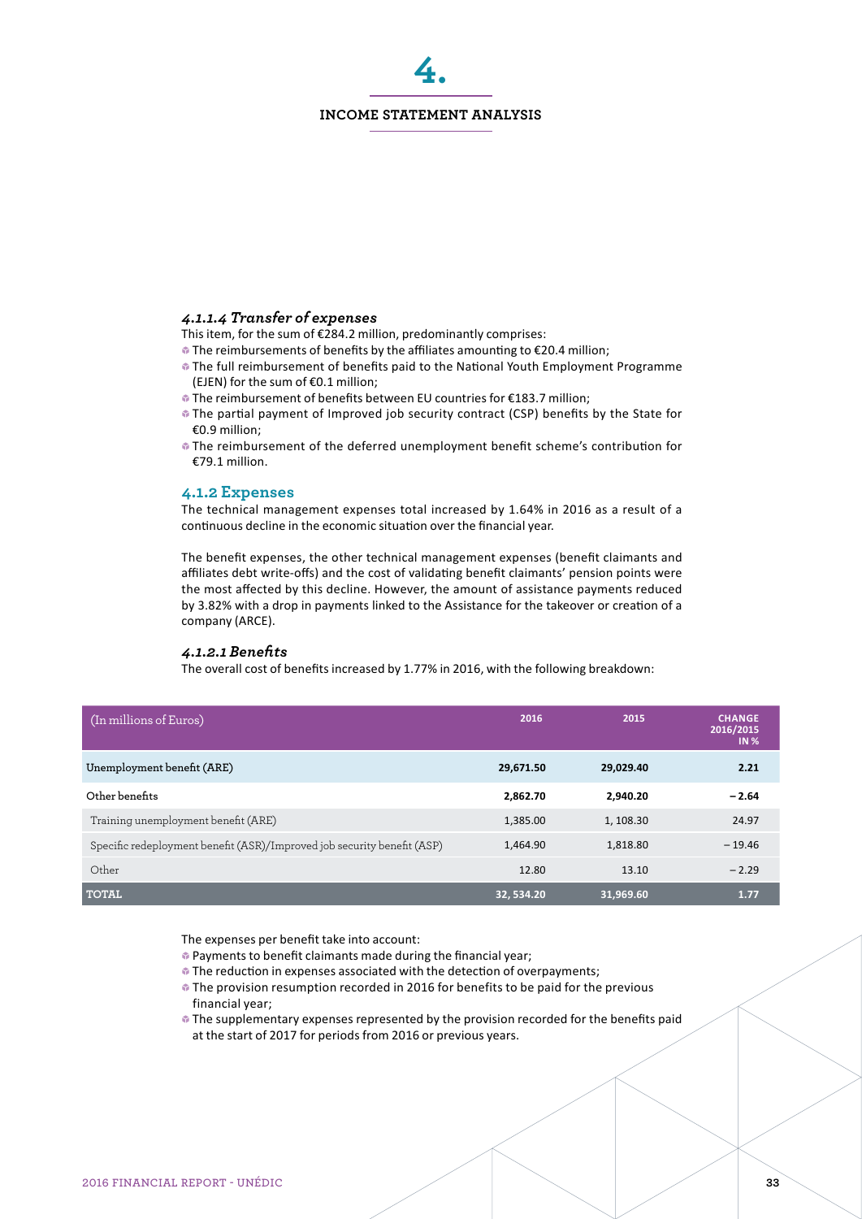# 4.

## INCOME STATEMENT ANALYSIS

#### *4.1.1.4 Transfer of expenses*

This item, for the sum of €284.2 million, predominantly comprises:

- The reimbursements of benefits by the affiliates amounting to €20.4 million;
- The full reimbursement of benefits paid to the National Youth Employment Programme (EJEN) for the sum of €0.1 million;
- The reimbursement of benefits between EU countries for €183.7 million;
- The partial payment of Improved job security contract (CSP) benefits by the State for €0.9 million;
- The reimbursement of the deferred unemployment benefit scheme's contribution for €79.1 million.

### 4.1.2 Expenses

The technical management expenses total increased by 1.64% in 2016 as a result of a continuous decline in the economic situation over the financial year.

The benefit expenses, the other technical management expenses (benefit claimants and affiliates debt write-offs) and the cost of validating benefit claimants' pension points were the most affected by this decline. However, the amount of assistance payments reduced by 3.82% with a drop in payments linked to the Assistance for the takeover or creation of a company (ARCE).

#### *4.1.2.1 Benefits*

The overall cost of benefits increased by 1.77% in 2016, with the following breakdown:

| (In millions of Euros) | 2016 | 2015 | CHANGE 2016/2015 IN % |
|---|---|---|---|
| **Unemployment benefit (ARE)** | **29,671.50** | **29,029.40** | **2.21** |
| **Other benefits** | **2,862.70** | **2,940.20** | **– 2.64** |
| Training unemployment benefit (ARE) | 1,385.00 | 1, 108.30 | 24.97 |
| Specific redeployment benefit (ASR)/Improved job security benefit (ASP) | 1,464.90 | 1,818.80 | – 19.46 |
| Other | 12.80 | 13.10 | – 2.29 |
| **TOTAL** | **32, 534.20** | **31,969.60** | **1.77** |

The expenses per benefit take into account:

- Payments to benefit claimants made during the financial year;
- The reduction in expenses associated with the detection of overpayments;
- The provision resumption recorded in 2016 for benefits to be paid for the previous financial year;
- The supplementary expenses represented by the provision recorded for the benefits paid at the start of 2017 for periods from 2016 or previous years.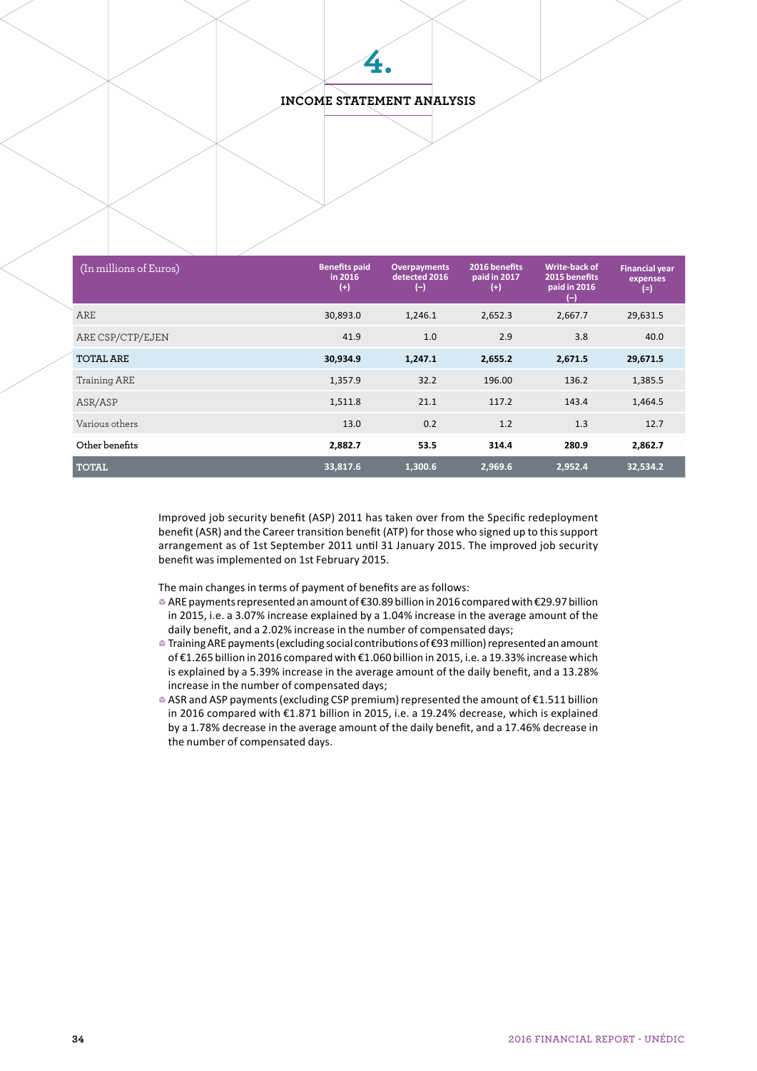# 4. INCOME STATEMENT ANALYSIS

| (In millions of Euros) | Benefits paid in 2016 (+) | Overpayments detected 2016 (–) | 2016 benefits paid in 2017 (+) | Write-back of 2015 benefits paid in 2016 (–) | Financial year expenses (=) |
|---|---|---|---|---|---|
| ARE | 30,893.0 | 1,246.1 | 2,652.3 | 2,667.7 | 29,631.5 |
| ARE CSP/CTP/EJEN | 41.9 | 1.0 | 2.9 | 3.8 | 40.0 |
| **TOTAL ARE** | **30,934.9** | **1,247.1** | **2,655.2** | **2,671.5** | **29,671.5** |
| Training ARE | 1,357.9 | 32.2 | 196.00 | 136.2 | 1,385.5 |
| ASR/ASP | 1,511.8 | 21.1 | 117.2 | 143.4 | 1,464.5 |
| Various others | 13.0 | 0.2 | 1.2 | 1.3 | 12.7 |
| **Other benefits** | **2,882.7** | **53.5** | **314.4** | **280.9** | **2,862.7** |
| **TOTAL** | **33,817.6** | **1,300.6** | **2,969.6** | **2,952.4** | **32,534.2** |

Improved job security benefit (ASP) 2011 has taken over from the Specific redeployment benefit (ASR) and the Career transition benefit (ATP) for those who signed up to this support arrangement as of 1st September 2011 until 31 January 2015. The improved job security benefit was implemented on 1st February 2015.

The main changes in terms of payment of benefits are as follows:

- ARE payments represented an amount of €30.89 billion in 2016 compared with €29.97 billion in 2015, i.e. a 3.07% increase explained by a 1.04% increase in the average amount of the daily benefit, and a 2.02% increase in the number of compensated days;
- Training ARE payments (excluding social contributions of €93 million) represented an amount of €1.265 billion in 2016 compared with €1.060 billion in 2015, i.e. a 19.33% increase which is explained by a 5.39% increase in the average amount of the daily benefit, and a 13.28% increase in the number of compensated days;
- ASR and ASP payments (excluding CSP premium) represented the amount of €1.511 billion in 2016 compared with €1.871 billion in 2015, i.e. a 19.24% decrease, which is explained by a 1.78% decrease in the average amount of the daily benefit, and a 17.46% decrease in the number of compensated days.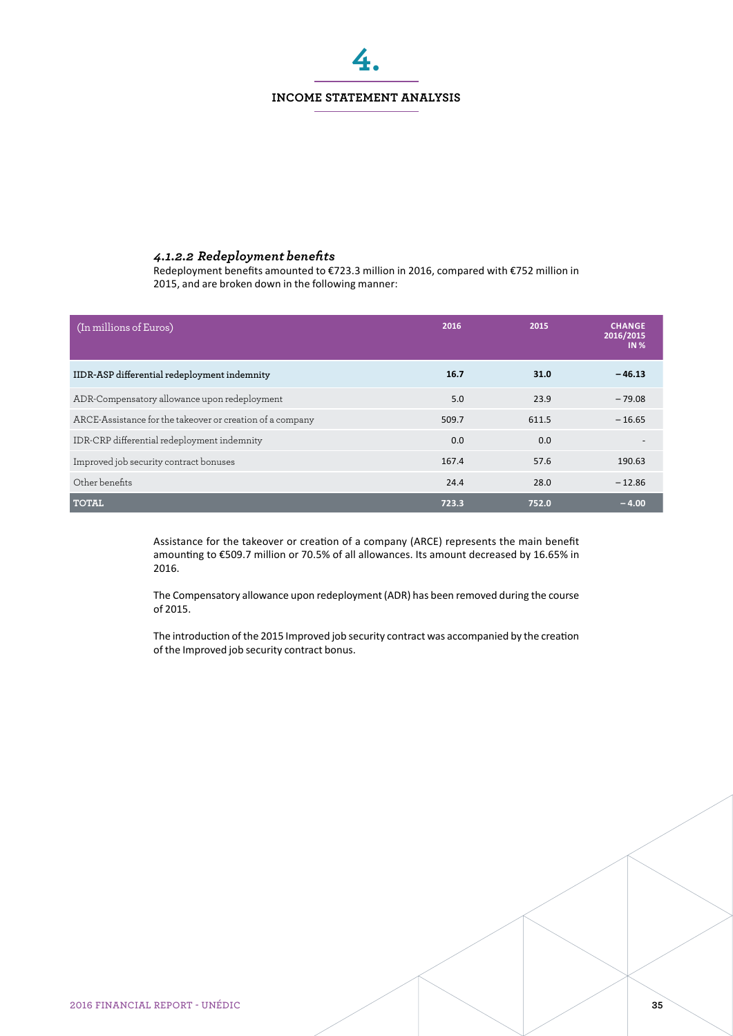# 4.

## INCOME STATEMENT ANALYSIS

#### *4.1.2.2 Redeployment benefits*

Redeployment benefits amounted to €723.3 million in 2016, compared with €752 million in 2015, and are broken down in the following manner:

| (In millions of Euros) | 2016 | 2015 | CHANGE 2016/2015 IN % |
|---|---|---|---|
| **IIDR-ASP differential redeployment indemnity** | **16.7** | **31.0** | **– 46.13** |
| ADR-Compensatory allowance upon redeployment | 5.0 | 23.9 | – 79.08 |
| ARCE-Assistance for the takeover or creation of a company | 509.7 | 611.5 | – 16.65 |
| IDR-CRP differential redeployment indemnity | 0.0 | 0.0 | - |
| Improved job security contract bonuses | 167.4 | 57.6 | 190.63 |
| Other benefits | 24.4 | 28.0 | – 12.86 |
| **TOTAL** | **723.3** | **752.0** | **– 4.00** |

Assistance for the takeover or creation of a company (ARCE) represents the main benefit amounting to €509.7 million or 70.5% of all allowances. Its amount decreased by 16.65% in 2016.

The Compensatory allowance upon redeployment (ADR) has been removed during the course of 2015.

The introduction of the 2015 Improved job security contract was accompanied by the creation of the Improved job security contract bonus.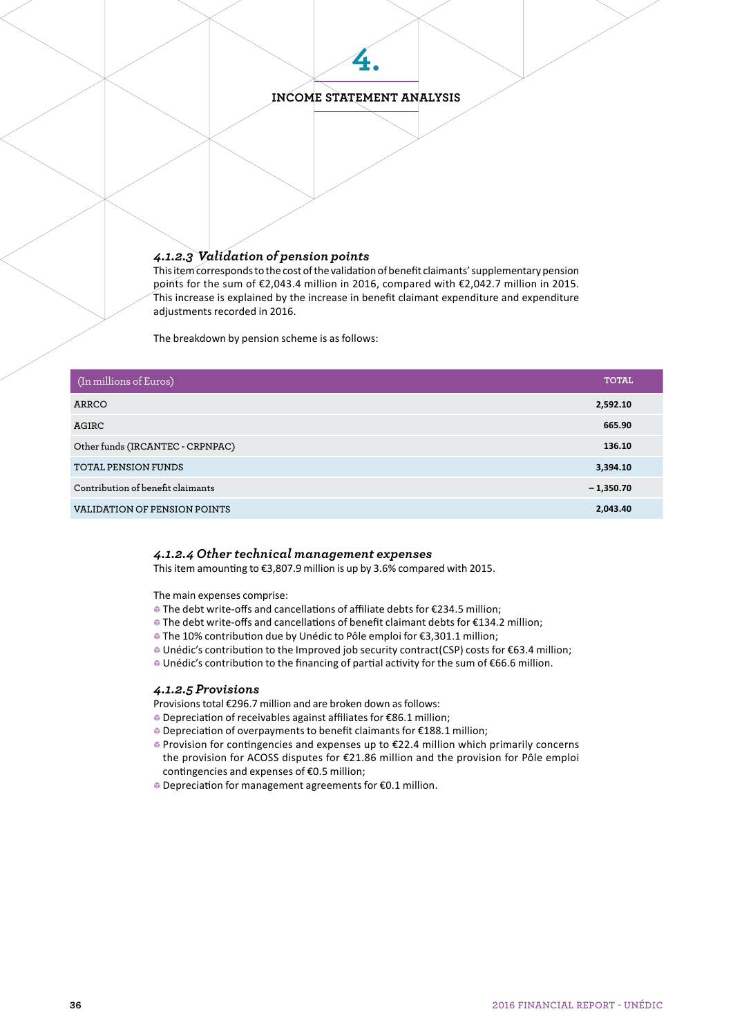# 4.

## INCOME STATEMENT ANALYSIS

#### *4.1.2.3 Validation of pension points*

This item corresponds to the cost of the validation of benefit claimants' supplementary pension points for the sum of €2,043.4 million in 2016, compared with €2,042.7 million in 2015. This increase is explained by the increase in benefit claimant expenditure and expenditure adjustments recorded in 2016.

The breakdown by pension scheme is as follows:

| (In millions of Euros) | TOTAL |
|---|---|
| ARRCO | **2,592.10** |
| AGIRC | **665.90** |
| Other funds (IRCANTEC - CRPNPAC) | **136.10** |
| TOTAL PENSION FUNDS | **3,394.10** |
| Contribution of benefit claimants | **– 1,350.70** |
| VALIDATION OF PENSION POINTS | **2,043.40** |

#### *4.1.2.4 Other technical management expenses*

This item amounting to €3,807.9 million is up by 3.6% compared with 2015.

The main expenses comprise:

- The debt write-offs and cancellations of affiliate debts for €234.5 million;
- The debt write-offs and cancellations of benefit claimant debts for €134.2 million;
- The 10% contribution due by Unédic to Pôle emploi for €3,301.1 million;
- Unédic's contribution to the Improved job security contract(CSP) costs for €63.4 million;
- Unédic's contribution to the financing of partial activity for the sum of €66.6 million.

#### *4.1.2.5 Provisions*

Provisions total €296.7 million and are broken down as follows:

- Depreciation of receivables against affiliates for €86.1 million;
- Depreciation of overpayments to benefit claimants for €188.1 million;
- Provision for contingencies and expenses up to €22.4 million which primarily concerns the provision for ACOSS disputes for €21.86 million and the provision for Pôle emploi contingencies and expenses of €0.5 million;
- Depreciation for management agreements for €0.1 million.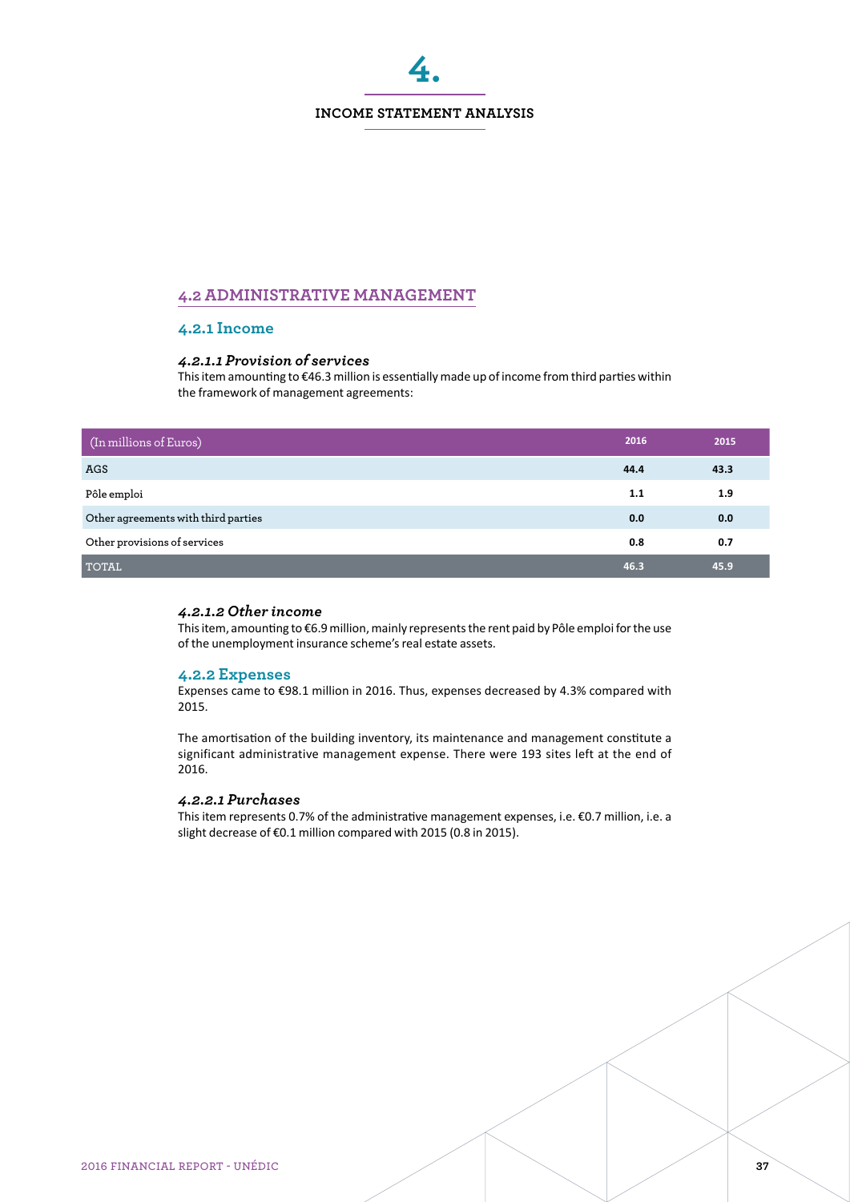# 4.

## INCOME STATEMENT ANALYSIS

## 4.2 ADMINISTRATIVE MANAGEMENT

### 4.2.1 Income

#### *4.2.1.1 Provision of services*

This item amounting to €46.3 million is essentially made up of income from third parties within the framework of management agreements:

| (In millions of Euros) | 2016 | 2015 |
|---|---|---|
| AGS | **44.4** | **43.3** |
| Pôle emploi | **1.1** | **1.9** |
| Other agreements with third parties | **0.0** | **0.0** |
| Other provisions of services | **0.8** | **0.7** |
| TOTAL | **46.3** | **45.9** |

#### *4.2.1.2 Other income*

This item, amounting to €6.9 million, mainly represents the rent paid by Pôle emploi for the use of the unemployment insurance scheme's real estate assets.

### 4.2.2 Expenses

Expenses came to €98.1 million in 2016. Thus, expenses decreased by 4.3% compared with 2015.

The amortisation of the building inventory, its maintenance and management constitute a significant administrative management expense. There were 193 sites left at the end of 2016.

#### *4.2.2.1 Purchases*

This item represents 0.7% of the administrative management expenses, i.e. €0.7 million, i.e. a slight decrease of €0.1 million compared with 2015 (0.8 in 2015).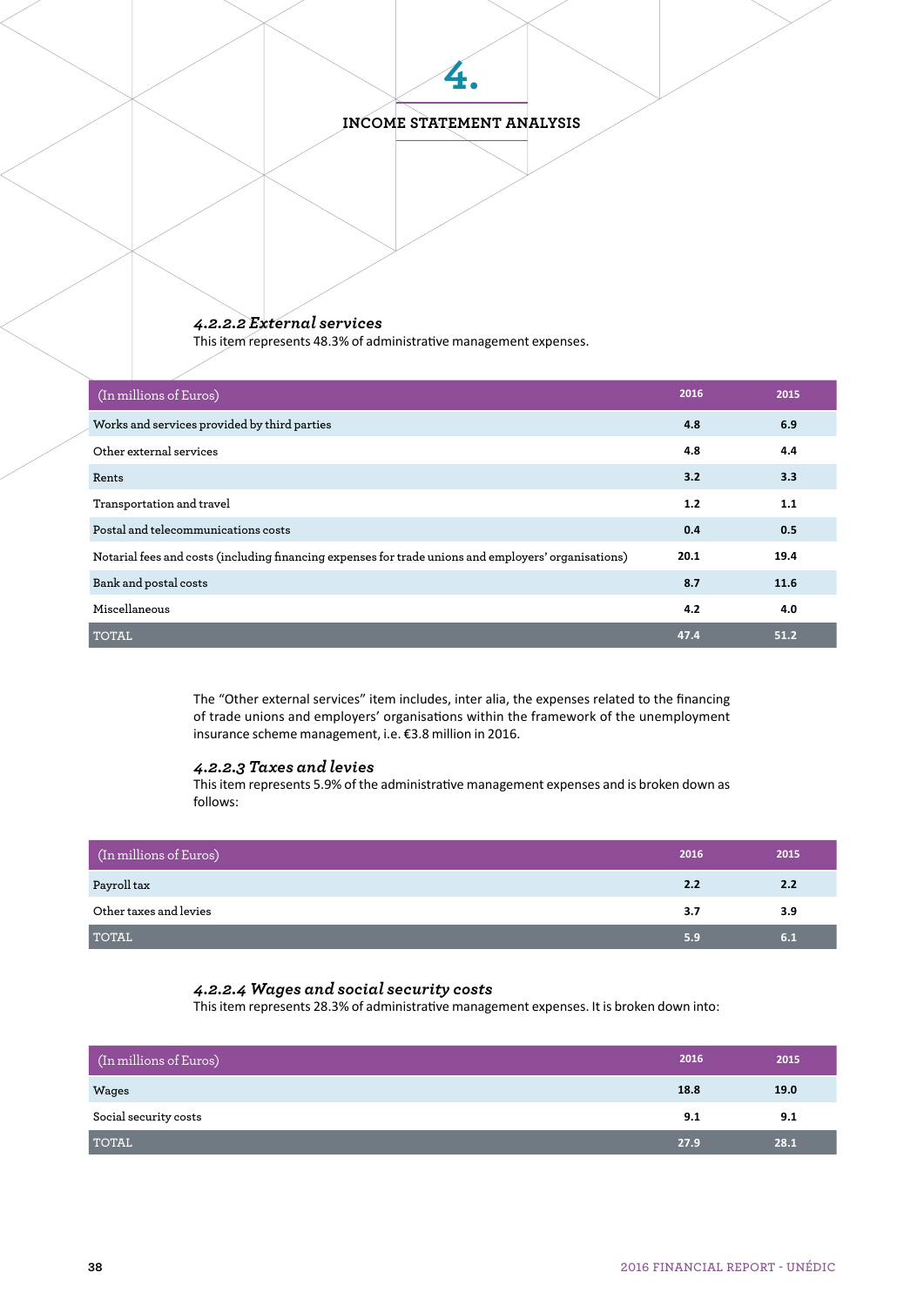# 4.

## INCOME STATEMENT ANALYSIS

#### *4.2.2.2 External services*

This item represents 48.3% of administrative management expenses.

| (In millions of Euros) | 2016 | 2015 |
|---|---|---|
| Works and services provided by third parties | **4.8** | **6.9** |
| Other external services | **4.8** | **4.4** |
| Rents | **3.2** | **3.3** |
| Transportation and travel | **1.2** | **1.1** |
| Postal and telecommunications costs | **0.4** | **0.5** |
| Notarial fees and costs (including financing expenses for trade unions and employers' organisations) | **20.1** | **19.4** |
| Bank and postal costs | **8.7** | **11.6** |
| Miscellaneous | **4.2** | **4.0** |
| TOTAL | **47.4** | **51.2** |

The "Other external services" item includes, inter alia, the expenses related to the financing of trade unions and employers' organisations within the framework of the unemployment insurance scheme management, i.e. €3.8 million in 2016.

#### *4.2.2.3 Taxes and levies*

This item represents 5.9% of the administrative management expenses and is broken down as follows:

| (In millions of Euros) | 2016 | 2015 |
|---|---|---|
| Payroll tax | **2.2** | **2.2** |
| Other taxes and levies | **3.7** | **3.9** |
| TOTAL | **5.9** | **6.1** |

#### *4.2.2.4 Wages and social security costs*

This item represents 28.3% of administrative management expenses. It is broken down into:

| (In millions of Euros) | 2016 | 2015 |
|---|---|---|
| Wages | **18.8** | **19.0** |
| Social security costs | **9.1** | **9.1** |
| TOTAL | **27.9** | **28.1** |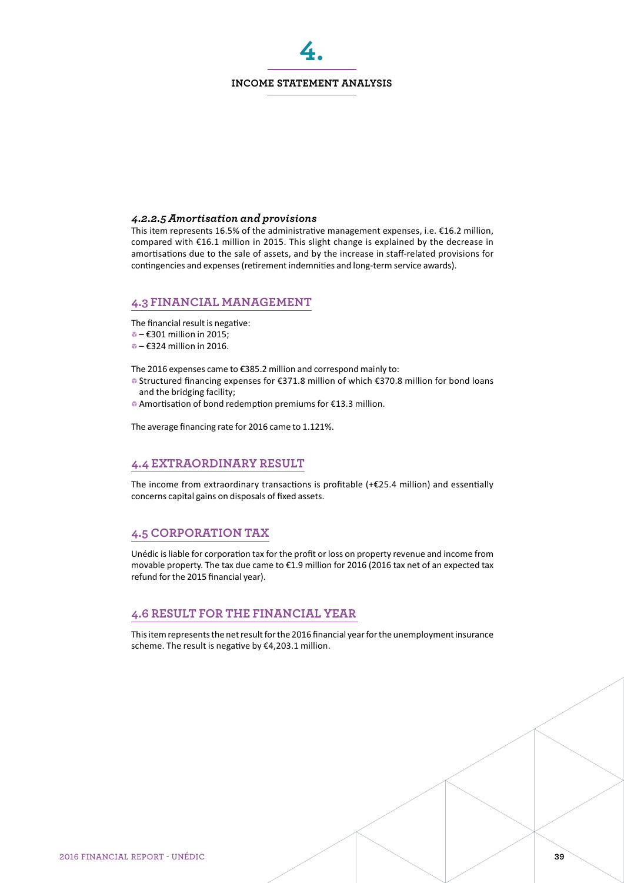# 4.

## INCOME STATEMENT ANALYSIS

#### *4.2.2.5 Amortisation and provisions*

This item represents 16.5% of the administrative management expenses, i.e. €16.2 million, compared with €16.1 million in 2015. This slight change is explained by the decrease in amortisations due to the sale of assets, and by the increase in staff-related provisions for contingencies and expenses (retirement indemnities and long-term service awards).

### 4.3 FINANCIAL MANAGEMENT

The financial result is negative:

- – €301 million in 2015;
- – €324 million in 2016.

The 2016 expenses came to €385.2 million and correspond mainly to:

- Structured financing expenses for €371.8 million of which €370.8 million for bond loans and the bridging facility;
- Amortisation of bond redemption premiums for €13.3 million.

The average financing rate for 2016 came to 1.121%.

### 4.4 EXTRAORDINARY RESULT

The income from extraordinary transactions is profitable (+€25.4 million) and essentially concerns capital gains on disposals of fixed assets.

### 4.5 CORPORATION TAX

Unédic is liable for corporation tax for the profit or loss on property revenue and income from movable property. The tax due came to €1.9 million for 2016 (2016 tax net of an expected tax refund for the 2015 financial year).

### 4.6 RESULT FOR THE FINANCIAL YEAR

This item represents the net result for the 2016 financial year for the unemployment insurance scheme. The result is negative by €4,203.1 million.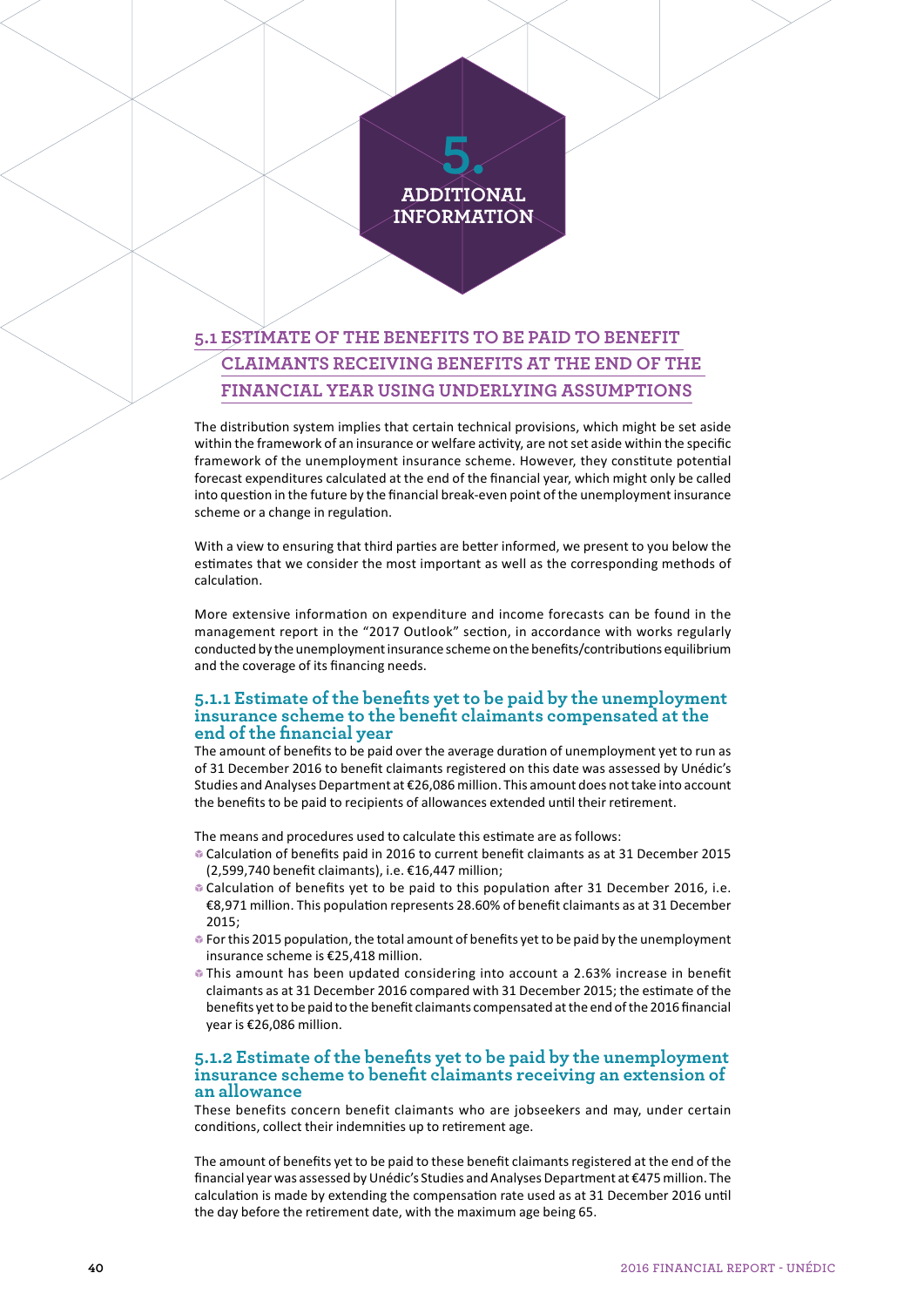# 5. ADDITIONAL INFORMATION

## 5.1 ESTIMATE OF THE BENEFITS TO BE PAID TO BENEFIT CLAIMANTS RECEIVING BENEFITS AT THE END OF THE FINANCIAL YEAR USING UNDERLYING ASSUMPTIONS

The distribution system implies that certain technical provisions, which might be set aside within the framework of an insurance or welfare activity, are not set aside within the specific framework of the unemployment insurance scheme. However, they constitute potential forecast expenditures calculated at the end of the financial year, which might only be called into question in the future by the financial break-even point of the unemployment insurance scheme or a change in regulation.

With a view to ensuring that third parties are better informed, we present to you below the estimates that we consider the most important as well as the corresponding methods of calculation.

More extensive information on expenditure and income forecasts can be found in the management report in the "2017 Outlook" section, in accordance with works regularly conducted by the unemployment insurance scheme on the benefits/contributions equilibrium and the coverage of its financing needs.

### 5.1.1 Estimate of the benefits yet to be paid by the unemployment insurance scheme to the benefit claimants compensated at the end of the financial year

The amount of benefits to be paid over the average duration of unemployment yet to run as of 31 December 2016 to benefit claimants registered on this date was assessed by Unédic's Studies and Analyses Department at €26,086 million. This amount does not take into account the benefits to be paid to recipients of allowances extended until their retirement.

The means and procedures used to calculate this estimate are as follows:

- Calculation of benefits paid in 2016 to current benefit claimants as at 31 December 2015 (2,599,740 benefit claimants), i.e. €16,447 million;
- Calculation of benefits yet to be paid to this population after 31 December 2016, i.e. €8,971 million. This population represents 28.60% of benefit claimants as at 31 December 2015;
- For this 2015 population, the total amount of benefits yet to be paid by the unemployment insurance scheme is €25,418 million.
- This amount has been updated considering into account a 2.63% increase in benefit claimants as at 31 December 2016 compared with 31 December 2015; the estimate of the benefits yet to be paid to the benefit claimants compensated at the end of the 2016 financial year is €26,086 million.

### 5.1.2 Estimate of the benefits yet to be paid by the unemployment insurance scheme to benefit claimants receiving an extension of an allowance

These benefits concern benefit claimants who are jobseekers and may, under certain conditions, collect their indemnities up to retirement age.

The amount of benefits yet to be paid to these benefit claimants registered at the end of the financial year was assessed by Unédic's Studies and Analyses Department at €475 million. The calculation is made by extending the compensation rate used as at 31 December 2016 until the day before the retirement date, with the maximum age being 65.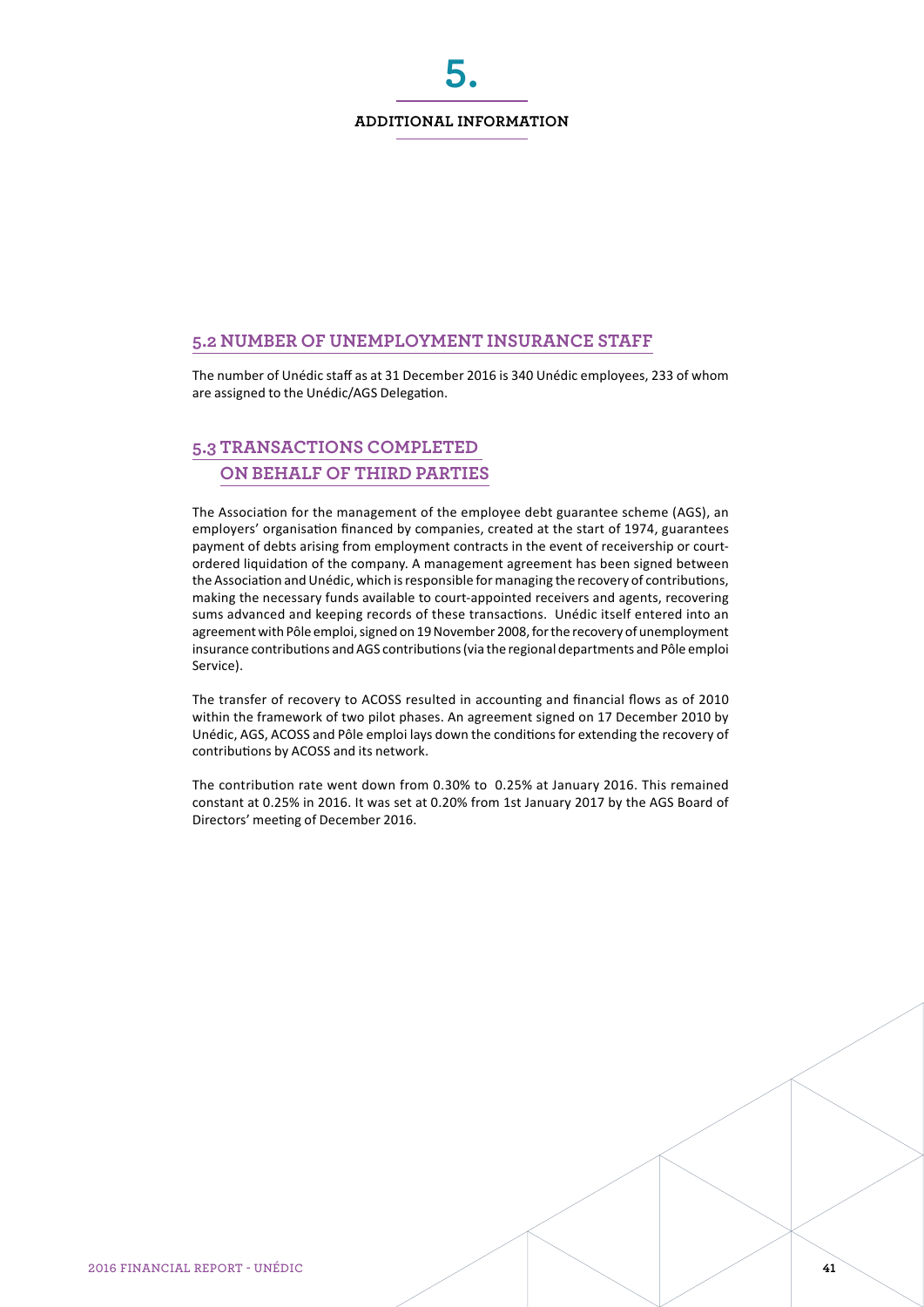# 5.

## ADDITIONAL INFORMATION

### 5.2 NUMBER OF UNEMPLOYMENT INSURANCE STAFF

The number of Unédic staff as at 31 December 2016 is 340 Unédic employees, 233 of whom are assigned to the Unédic/AGS Delegation.

### 5.3 TRANSACTIONS COMPLETED ON BEHALF OF THIRD PARTIES

The Association for the management of the employee debt guarantee scheme (AGS), an employers' organisation financed by companies, created at the start of 1974, guarantees payment of debts arising from employment contracts in the event of receivership or court-ordered liquidation of the company. A management agreement has been signed between the Association and Unédic, which is responsible for managing the recovery of contributions, making the necessary funds available to court-appointed receivers and agents, recovering sums advanced and keeping records of these transactions. Unédic itself entered into an agreement with Pôle emploi, signed on 19 November 2008, for the recovery of unemployment insurance contributions and AGS contributions (via the regional departments and Pôle emploi Service).

The transfer of recovery to ACOSS resulted in accounting and financial flows as of 2010 within the framework of two pilot phases. An agreement signed on 17 December 2010 by Unédic, AGS, ACOSS and Pôle emploi lays down the conditions for extending the recovery of contributions by ACOSS and its network.

The contribution rate went down from 0.30% to 0.25% at January 2016. This remained constant at 0.25% in 2016. It was set at 0.20% from 1st January 2017 by the AGS Board of Directors' meeting of December 2016.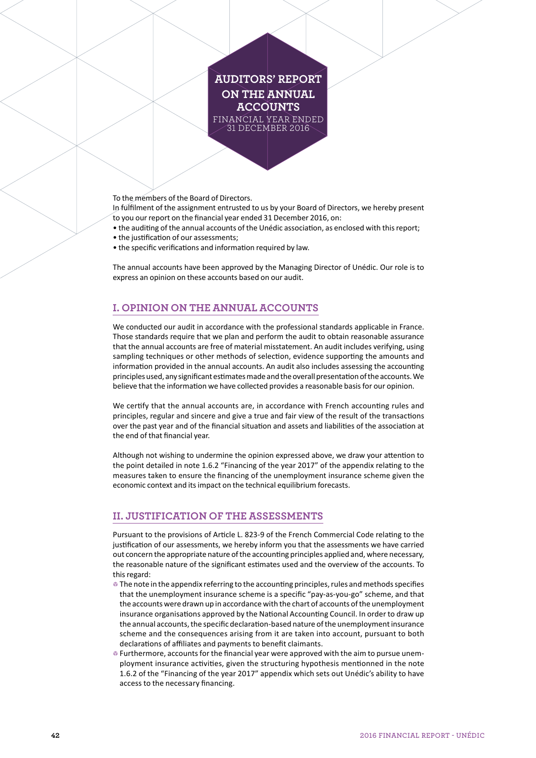# AUDITORS' REPORT ON THE ANNUAL ACCOUNTS

FINANCIAL YEAR ENDED 31 DECEMBER 2016

To the members of the Board of Directors.

In fulfilment of the assignment entrusted to us by your Board of Directors, we hereby present to you our report on the financial year ended 31 December 2016, on:

- the auditing of the annual accounts of the Unédic association, as enclosed with this report;
- the justification of our assessments;
- the specific verifications and information required by law.

The annual accounts have been approved by the Managing Director of Unédic. Our role is to express an opinion on these accounts based on our audit.

## I. OPINION ON THE ANNUAL ACCOUNTS

We conducted our audit in accordance with the professional standards applicable in France. Those standards require that we plan and perform the audit to obtain reasonable assurance that the annual accounts are free of material misstatement. An audit includes verifying, using sampling techniques or other methods of selection, evidence supporting the amounts and information provided in the annual accounts. An audit also includes assessing the accounting principles used, any significant estimates made and the overall presentation of the accounts. We believe that the information we have collected provides a reasonable basis for our opinion.

We certify that the annual accounts are, in accordance with French accounting rules and principles, regular and sincere and give a true and fair view of the result of the transactions over the past year and of the financial situation and assets and liabilities of the association at the end of that financial year.

Although not wishing to undermine the opinion expressed above, we draw your attention to the point detailed in note 1.6.2 "Financing of the year 2017" of the appendix relating to the measures taken to ensure the financing of the unemployment insurance scheme given the economic context and its impact on the technical equilibrium forecasts.

## II. JUSTIFICATION OF THE ASSESSMENTS

Pursuant to the provisions of Article L. 823-9 of the French Commercial Code relating to the justification of our assessments, we hereby inform you that the assessments we have carried out concern the appropriate nature of the accounting principles applied and, where necessary, the reasonable nature of the significant estimates used and the overview of the accounts. To this regard:

- The note in the appendix referring to the accounting principles, rules and methods specifies that the unemployment insurance scheme is a specific "pay-as-you-go" scheme, and that the accounts were drawn up in accordance with the chart of accounts of the unemployment insurance organisations approved by the National Accounting Council. In order to draw up the annual accounts, the specific declaration-based nature of the unemployment insurance scheme and the consequences arising from it are taken into account, pursuant to both declarations of affiliates and payments to benefit claimants.
- Furthermore, accounts for the financial year were approved with the aim to pursue unemployment insurance activities, given the structuring hypothesis mentionned in the note 1.6.2 of the "Financing of the year 2017" appendix which sets out Unédic's ability to have access to the necessary financing.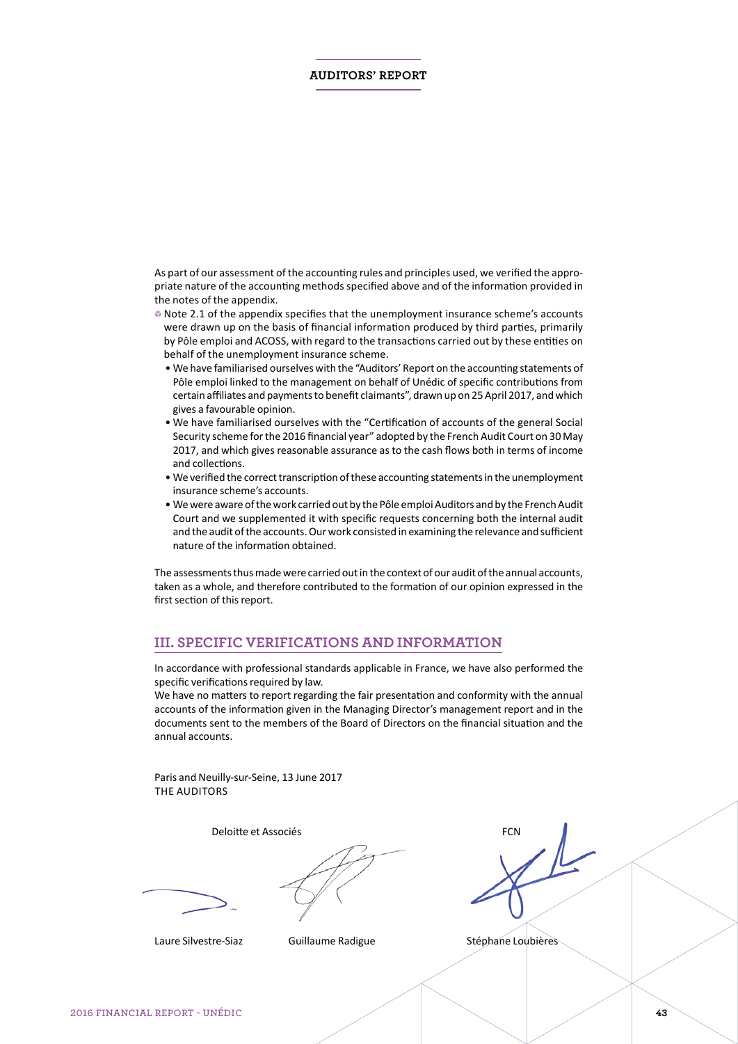## AUDITORS' REPORT

As part of our assessment of the accounting rules and principles used, we verified the appropriate nature of the accounting methods specified above and of the information provided in the notes of the appendix.

- Note 2.1 of the appendix specifies that the unemployment insurance scheme's accounts were drawn up on the basis of financial information produced by third parties, primarily by Pôle emploi and ACOSS, with regard to the transactions carried out by these entities on behalf of the unemployment insurance scheme.
  - We have familiarised ourselves with the "Auditors' Report on the accounting statements of Pôle emploi linked to the management on behalf of Unédic of specific contributions from certain affiliates and payments to benefit claimants", drawn up on 25 April 2017, and which gives a favourable opinion.
  - We have familiarised ourselves with the "Certification of accounts of the general Social Security scheme for the 2016 financial year" adopted by the French Audit Court on 30 May 2017, and which gives reasonable assurance as to the cash flows both in terms of income and collections.
  - We verified the correct transcription of these accounting statements in the unemployment insurance scheme's accounts.
  - We were aware of the work carried out by the Pôle emploi Auditors and by the French Audit Court and we supplemented it with specific requests concerning both the internal audit and the audit of the accounts. Our work consisted in examining the relevance and sufficient nature of the information obtained.

The assessments thus made were carried out in the context of our audit of the annual accounts, taken as a whole, and therefore contributed to the formation of our opinion expressed in the first section of this report.

## III. SPECIFIC VERIFICATIONS AND INFORMATION

In accordance with professional standards applicable in France, we have also performed the specific verifications required by law.

We have no matters to report regarding the fair presentation and conformity with the annual accounts of the information given in the Managing Director's management report and in the documents sent to the members of the Board of Directors on the financial situation and the annual accounts.

Paris and Neuilly-sur-Seine, 13 June 2017

THE AUDITORS

Deloitte et Associés

Laure Silvestre-Siaz

Guillaume Radigue

FCN

Stéphane Loubières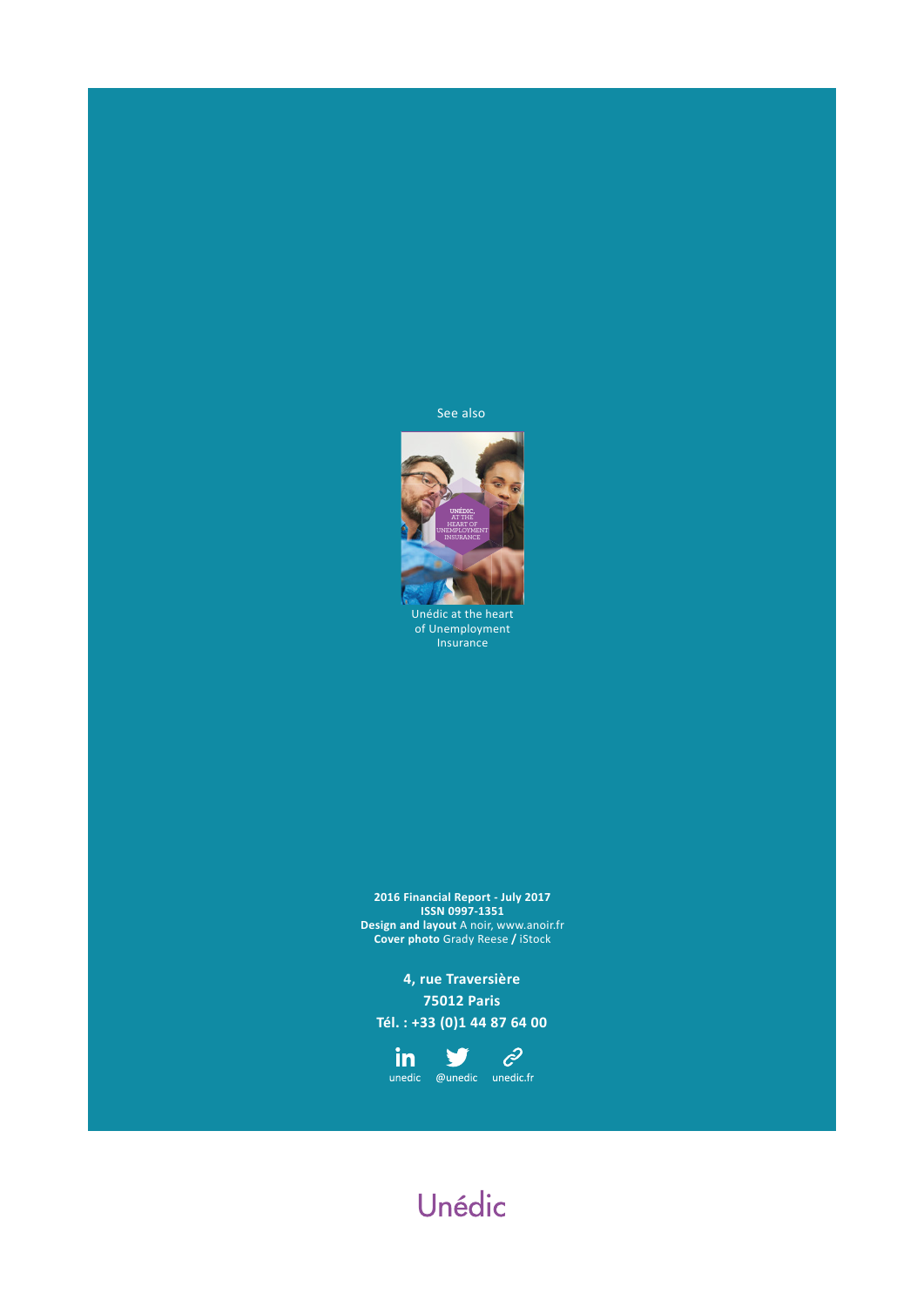See also

Unédic at the heart of Unemployment Insurance

**2016 Financial Report - July 2017**
**ISSN 0997-1351**
**Design and layout** A noir, www.anoir.fr
**Cover photo** Grady Reese **/** iStock

**4, rue Traversière**
**75012 Paris**
**Tél. : +33 (0)1 44 87 64 00**

unedic
@unedic
unedic.fr

Unédic